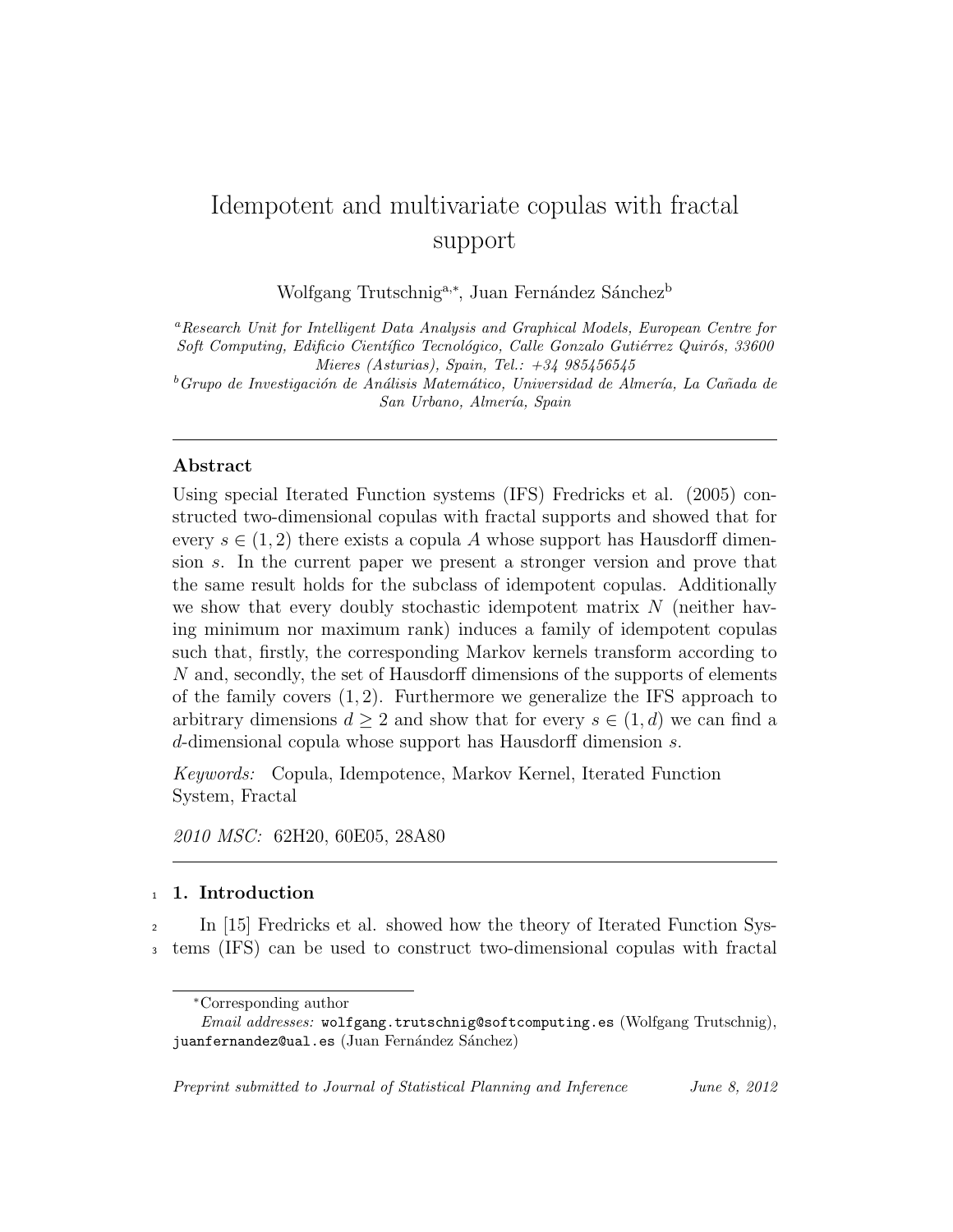# Idempotent and multivariate copulas with fractal support

Wolfgang Trutschnig[a,*], Juan Fernández Sánchez[b]

[a] *Research Unit for Intelligent Data Analysis and Graphical Models, European Centre for Soft Computing, Edificio Científico Tecnológico, Calle Gonzalo Gutiérrez Quirós, 33600 Mieres (Asturias), Spain, Tel.: +34 985456545*

[b] *Grupo de Investigación de Análisis Matemático, Universidad de Almería, La Cañada de San Urbano, Almería, Spain*

## Abstract

Using special Iterated Function systems (IFS) Fredricks et al. (2005) constructed two-dimensional copulas with fractal supports and showed that for every $s \in (1, 2)$ there exists a copula $A$ whose support has Hausdorff dimension $s$. In the current paper we present a stronger version and prove that the same result holds for the subclass of idempotent copulas. Additionally we show that every doubly stochastic idempotent matrix $N$ (neither having minimum nor maximum rank) induces a family of idempotent copulas such that, firstly, the corresponding Markov kernels transform according to $N$ and, secondly, the set of Hausdorff dimensions of the supports of elements of the family covers $(1, 2)$. Furthermore we generalize the IFS approach to arbitrary dimensions $d \geq 2$ and show that for every $s \in (1, d)$ we can find a $d$-dimensional copula whose support has Hausdorff dimension $s$.

*Keywords:* Copula, Idempotence, Markov Kernel, Iterated Function System, Fractal

*2010 MSC:* 62H20, 60E05, 28A80

## 1. Introduction

In [15] Fredricks et al. showed how the theory of Iterated Function Systems (IFS) can be used to construct two-dimensional copulas with fractal

---

*Corresponding author

*Email addresses:* wolfgang.trutschnig@softcomputing.es (Wolfgang Trutschnig), juanfernandez@ual.es (Juan Fernández Sánchez)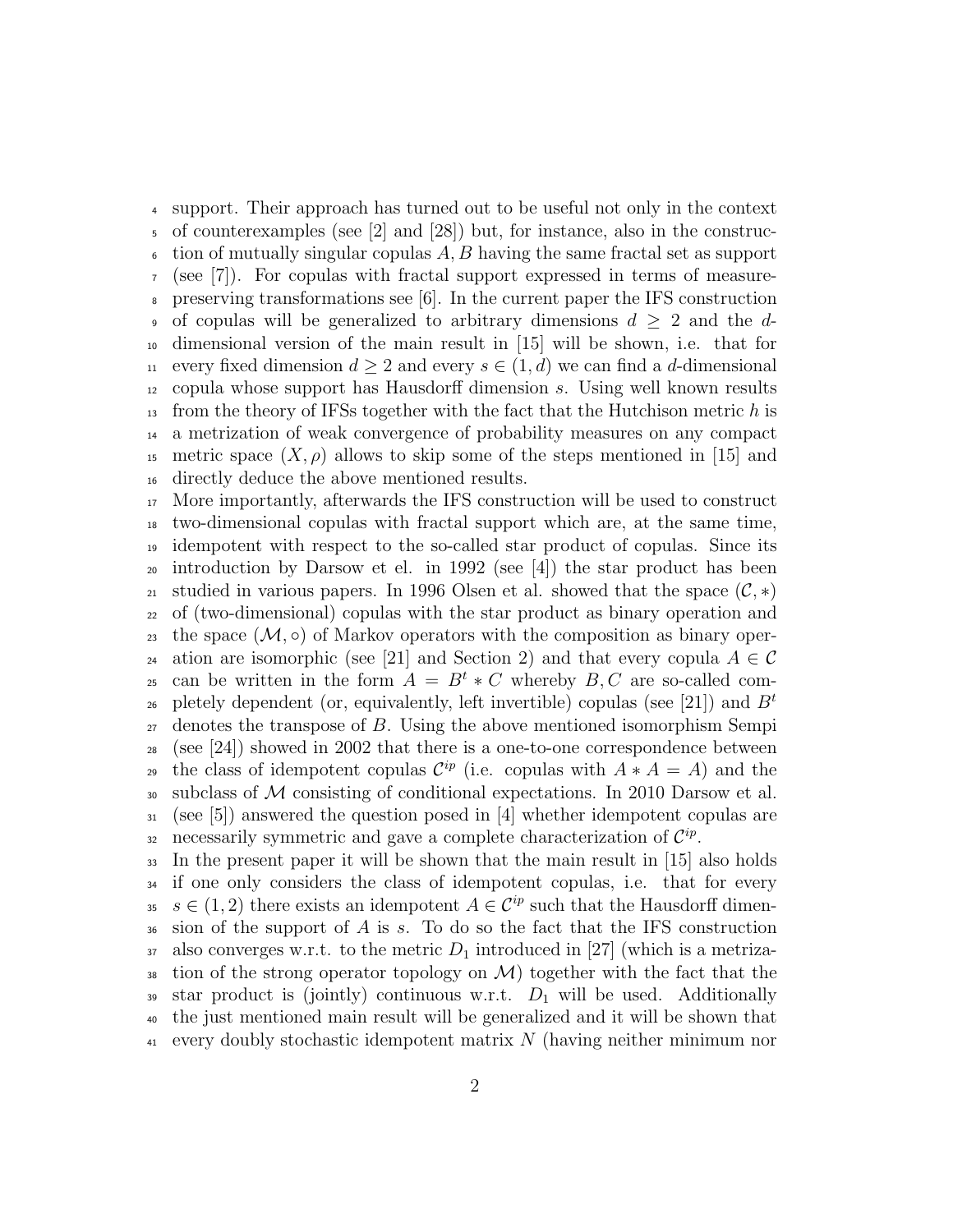support. Their approach has turned out to be useful not only in the context of counterexamples (see [2] and [28]) but, for instance, also in the construction of mutually singular copulas $A, B$ having the same fractal set as support (see [7]). For copulas with fractal support expressed in terms of measure-preserving transformations see [6]. In the current paper the IFS construction of copulas will be generalized to arbitrary dimensions $d \geq 2$ and the $d$-dimensional version of the main result in [15] will be shown, i.e. that for every fixed dimension $d \geq 2$ and every $s \in (1, d)$ we can find a $d$-dimensional copula whose support has Hausdorff dimension $s$. Using well known results from the theory of IFSs together with the fact that the Hutchison metric $h$ is a metrization of weak convergence of probability measures on any compact metric space $(X, \rho)$ allows to skip some of the steps mentioned in [15] and directly deduce the above mentioned results.

More importantly, afterwards the IFS construction will be used to construct two-dimensional copulas with fractal support which are, at the same time, idempotent with respect to the so-called star product of copulas. Since its introduction by Darsow et el. in 1992 (see [4]) the star product has been studied in various papers. In 1996 Olsen et al. showed that the space $(\mathcal{C}, *)$ of (two-dimensional) copulas with the star product as binary operation and the space $(\mathcal{M}, \circ)$ of Markov operators with the composition as binary operation are isomorphic (see [21] and Section 2) and that every copula $A \in \mathcal{C}$ can be written in the form $A = B^t * C$ whereby $B, C$ are so-called completely dependent (or, equivalently, left invertible) copulas (see [21]) and $B^t$ denotes the transpose of $B$. Using the above mentioned isomorphism Sempi (see [24]) showed in 2002 that there is a one-to-one correspondence between the class of idempotent copulas $\mathcal{C}^{ip}$ (i.e. copulas with $A * A = A$) and the subclass of $\mathcal{M}$ consisting of conditional expectations. In 2010 Darsow et al. (see [5]) answered the question posed in [4] whether idempotent copulas are necessarily symmetric and gave a complete characterization of $\mathcal{C}^{ip}$.

In the present paper it will be shown that the main result in [15] also holds if one only considers the class of idempotent copulas, i.e. that for every $s \in (1, 2)$ there exists an idempotent $A \in \mathcal{C}^{ip}$ such that the Hausdorff dimension of the support of $A$ is $s$. To do so the fact that the IFS construction also converges w.r.t. to the metric $D_1$ introduced in [27] (which is a metrization of the strong operator topology on $\mathcal{M}$) together with the fact that the star product is (jointly) continuous w.r.t. $D_1$ will be used. Additionally the just mentioned main result will be generalized and it will be shown that every doubly stochastic idempotent matrix $N$ (having neither minimum nor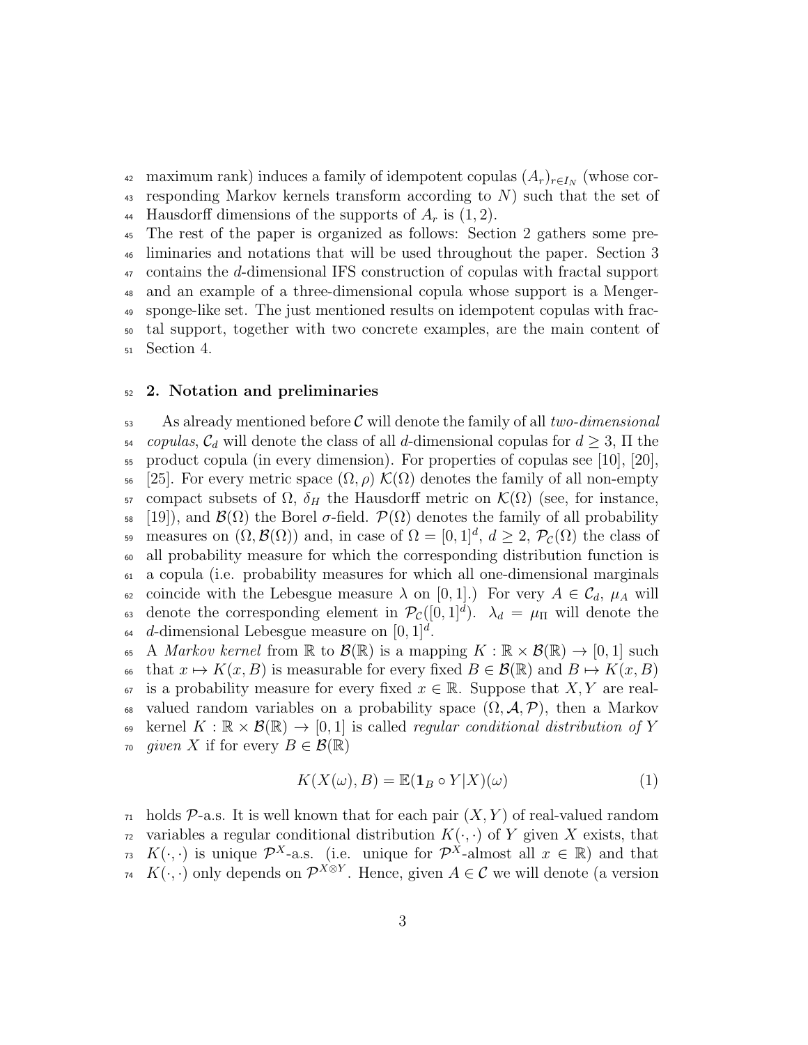maximum rank) induces a family of idempotent copulas $(A_r)_{r \in I_N}$ (whose corresponding Markov kernels transform according to $N$) such that the set of Hausdorff dimensions of the supports of $A_r$ is $(1, 2)$.

The rest of the paper is organized as follows: Section 2 gathers some preliminaries and notations that will be used throughout the paper. Section 3 contains the $d$-dimensional IFS construction of copulas with fractal support and an example of a three-dimensional copula whose support is a Menger-sponge-like set. The just mentioned results on idempotent copulas with fractal support, together with two concrete examples, are the main content of Section 4.

## 2. Notation and preliminaries

As already mentioned before $\mathcal{C}$ will denote the family of all *two-dimensional copulas*, $\mathcal{C}_d$ will denote the class of all $d$-dimensional copulas for $d \geq 3$, $\Pi$ the product copula (in every dimension). For properties of copulas see [10], [20], [25]. For every metric space $(\Omega, \rho)$ $\mathcal{K}(\Omega)$ denotes the family of all non-empty compact subsets of $\Omega$, $\delta_H$ the Hausdorff metric on $\mathcal{K}(\Omega)$ (see, for instance, [19]), and $\mathcal{B}(\Omega)$ the Borel $\sigma$-field. $\mathcal{P}(\Omega)$ denotes the family of all probability measures on $(\Omega, \mathcal{B}(\Omega))$ and, in case of $\Omega = [0, 1]^d$, $d \geq 2$, $\mathcal{P}_{\mathcal{C}}(\Omega)$ the class of all probability measure for which the corresponding distribution function is a copula (i.e. probability measures for which all one-dimensional marginals coincide with the Lebesgue measure $\lambda$ on $[0, 1]$.) For very $A \in \mathcal{C}_d$, $\mu_A$ will denote the corresponding element in $\mathcal{P}_{\mathcal{C}}([0, 1]^d)$. $\lambda_d = \mu_\Pi$ will denote the $d$-dimensional Lebesgue measure on $[0, 1]^d$.

A *Markov kernel* from $\mathbb{R}$ to $\mathcal{B}(\mathbb{R})$ is a mapping $K : \mathbb{R} \times \mathcal{B}(\mathbb{R}) \to [0, 1]$ such that $x \mapsto K(x, B)$ is measurable for every fixed $B \in \mathcal{B}(\mathbb{R})$ and $B \mapsto K(x, B)$ is a probability measure for every fixed $x \in \mathbb{R}$. Suppose that $X, Y$ are real-valued random variables on a probability space $(\Omega, \mathcal{A}, \mathcal{P})$, then a Markov kernel $K : \mathbb{R} \times \mathcal{B}(\mathbb{R}) \to [0, 1]$ is called *regular conditional distribution of $Y$ given $X$* if for every $B \in \mathcal{B}(\mathbb{R})$

$$K(X(\omega), B) = \mathbb{E}(\mathbf{1}_B \circ Y | X)(\omega) \tag{1}$$

holds $\mathcal{P}$-a.s. It is well known that for each pair $(X, Y)$ of real-valued random variables a regular conditional distribution $K(\cdot, \cdot)$ of $Y$ given $X$ exists, that $K(\cdot, \cdot)$ is unique $\mathcal{P}^X$-a.s. (i.e. unique for $\mathcal{P}^X$-almost all $x \in \mathbb{R}$) and that $K(\cdot, \cdot)$ only depends on $\mathcal{P}^{X \otimes Y}$. Hence, given $A \in \mathcal{C}$ we will denote (a version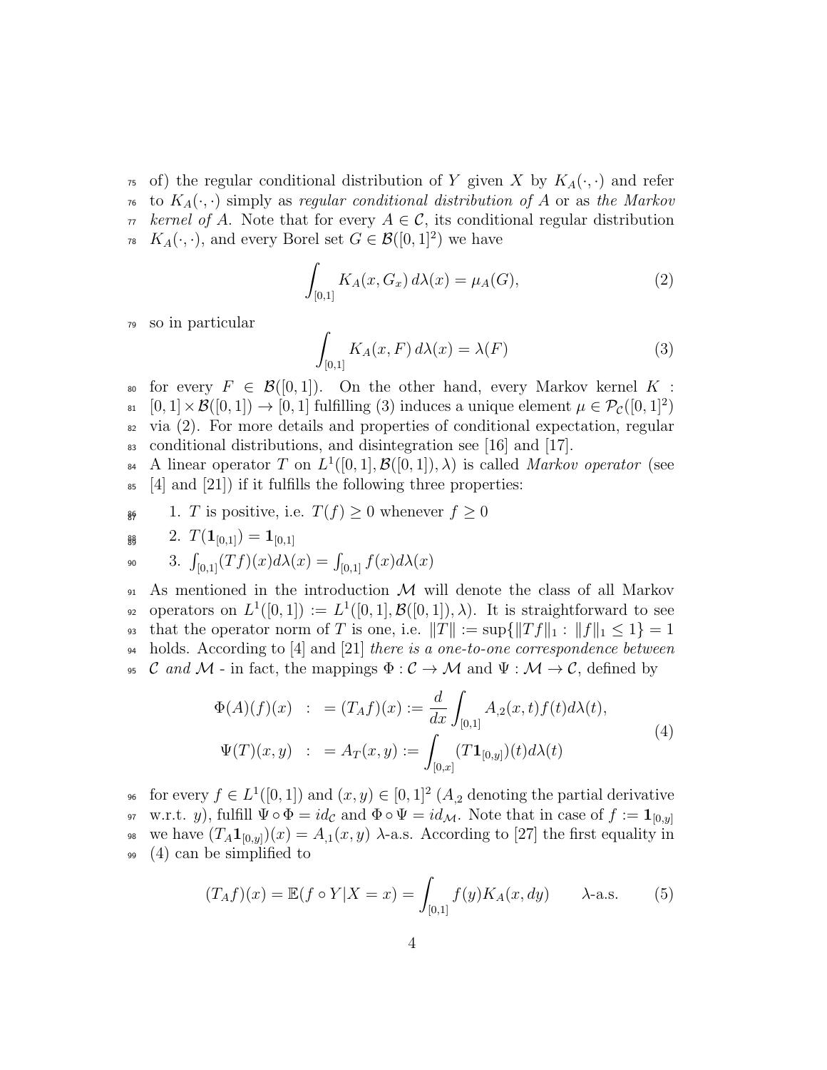of) the regular conditional distribution of $Y$ given $X$ by $K_A(\cdot,\cdot)$ and refer to $K_A(\cdot,\cdot)$ simply as *regular conditional distribution of* $A$ or as *the Markov kernel of* $A$. Note that for every $A \in \mathcal{C}$, its conditional regular distribution $K_A(\cdot,\cdot)$, and every Borel set $G \in \mathcal{B}([0,1]^2)$ we have

$$\int_{[0,1]} K_A(x, G_x)\, d\lambda(x) = \mu_A(G), \tag{2}$$

so in particular

$$\int_{[0,1]} K_A(x, F)\, d\lambda(x) = \lambda(F) \tag{3}$$

for every $F \in \mathcal{B}([0,1])$. On the other hand, every Markov kernel $K : [0,1] \times \mathcal{B}([0,1]) \to [0,1]$ fulfilling (3) induces a unique element $\mu \in \mathcal{P}_{\mathcal{C}}([0,1]^2)$ via (2). For more details and properties of conditional expectation, regular conditional distributions, and disintegration see [16] and [17].

A linear operator $T$ on $L^1([0,1], \mathcal{B}([0,1]), \lambda)$ is called *Markov operator* (see [4] and [21]) if it fulfills the following three properties:

1. $T$ is positive, i.e. $T(f) \geq 0$ whenever $f \geq 0$
2. $T(\mathbf{1}_{[0,1]}) = \mathbf{1}_{[0,1]}$
3. $\int_{[0,1]} (Tf)(x) d\lambda(x) = \int_{[0,1]} f(x) d\lambda(x)$

As mentioned in the introduction $\mathcal{M}$ will denote the class of all Markov operators on $L^1([0,1]) := L^1([0,1], \mathcal{B}([0,1]), \lambda)$. It is straightforward to see that the operator norm of $T$ is one, i.e. $\|T\| := \sup\{\|Tf\|_1 : \|f\|_1 \leq 1\} = 1$ holds. According to [4] and [21] *there is a one-to-one correspondence between* $\mathcal{C}$ *and* $\mathcal{M}$ - in fact, the mappings $\Phi : \mathcal{C} \to \mathcal{M}$ and $\Psi : \mathcal{M} \to \mathcal{C}$, defined by

$$\begin{aligned}
\Phi(A)(f)(x) \;\; &: = (T_A f)(x) := \frac{d}{dx} \int_{[0,1]} A_{,2}(x,t) f(t) d\lambda(t), \\
\Psi(T)(x,y) \;\; &: = A_T(x,y) := \int_{[0,x]} (T\mathbf{1}_{[0,y]})(t) d\lambda(t)
\end{aligned} \tag{4}$$

for every $f \in L^1([0,1])$ and $(x,y) \in [0,1]^2$ ($A_{,2}$ denoting the partial derivative w.r.t. $y$), fulfill $\Psi \circ \Phi = id_{\mathcal{C}}$ and $\Phi \circ \Psi = id_{\mathcal{M}}$. Note that in case of $f := \mathbf{1}_{[0,y]}$ we have $(T_A \mathbf{1}_{[0,y]})(x) = A_{,1}(x,y)$ $\lambda$-a.s. According to [27] the first equality in (4) can be simplified to

$$(T_A f)(x) = \mathbb{E}(f \circ Y | X = x) = \int_{[0,1]} f(y) K_A(x, dy) \qquad \lambda\text{-a.s.} \tag{5}$$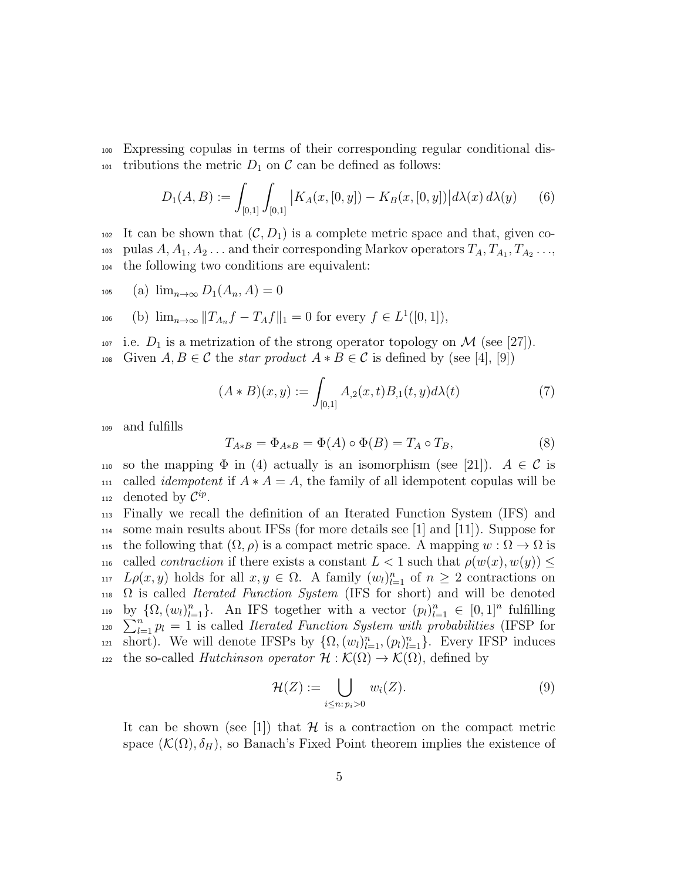Expressing copulas in terms of their corresponding regular conditional distributions the metric $D_1$ on $\mathcal{C}$ can be defined as follows:

$$D_1(A,B) := \int_{[0,1]} \int_{[0,1]} \big| K_A(x,[0,y]) - K_B(x,[0,y]) \big| d\lambda(x)\, d\lambda(y) \qquad (6)$$

It can be shown that $(\mathcal{C}, D_1)$ is a complete metric space and that, given copulas $A, A_1, A_2 \ldots$ and their corresponding Markov operators $T_A, T_{A_1}, T_{A_2} \ldots$, the following two conditions are equivalent:

(a) $\lim_{n\to\infty} D_1(A_n, A) = 0$

(b) $\lim_{n\to\infty} \|T_{A_n} f - T_A f\|_1 = 0$ for every $f \in L^1([0,1])$,

i.e. $D_1$ is a metrization of the strong operator topology on $\mathcal{M}$ (see [27]).
Given $A, B \in \mathcal{C}$ the *star product* $A * B \in \mathcal{C}$ is defined by (see [4], [9])

$$(A * B)(x,y) := \int_{[0,1]} A_{,2}(x,t) B_{,1}(t,y) d\lambda(t) \qquad (7)$$

and fulfills

$$T_{A*B} = \Phi_{A*B} = \Phi(A) \circ \Phi(B) = T_A \circ T_B, \qquad (8)$$

so the mapping $\Phi$ in (4) actually is an isomorphism (see [21]). $A \in \mathcal{C}$ is called *idempotent* if $A * A = A$, the family of all idempotent copulas will be denoted by $\mathcal{C}^{ip}$.
Finally we recall the definition of an Iterated Function System (IFS) and some main results about IFSs (for more details see [1] and [11]). Suppose for the following that $(\Omega, \rho)$ is a compact metric space. A mapping $w : \Omega \to \Omega$ is called *contraction* if there exists a constant $L < 1$ such that $\rho(w(x), w(y)) \leq L\rho(x,y)$ holds for all $x, y \in \Omega$. A family $(w_l)_{l=1}^n$ of $n \geq 2$ contractions on $\Omega$ is called *Iterated Function System* (IFS for short) and will be denoted by $\{\Omega, (w_l)_{l=1}^n\}$. An IFS together with a vector $(p_l)_{l=1}^n \in [0,1]^n$ fulfilling $\sum_{l=1}^n p_l = 1$ is called *Iterated Function System with probabilities* (IFSP for short). We will denote IFSPs by $\{\Omega, (w_l)_{l=1}^n, (p_l)_{l=1}^n\}$. Every IFSP induces the so-called *Hutchinson operator* $\mathcal{H} : \mathcal{K}(\Omega) \to \mathcal{K}(\Omega)$, defined by

$$\mathcal{H}(Z) := \bigcup_{i \leq n:\, p_i > 0} w_i(Z). \qquad (9)$$

It can be shown (see [1]) that $\mathcal{H}$ is a contraction on the compact metric space $(\mathcal{K}(\Omega), \delta_H)$, so Banach's Fixed Point theorem implies the existence of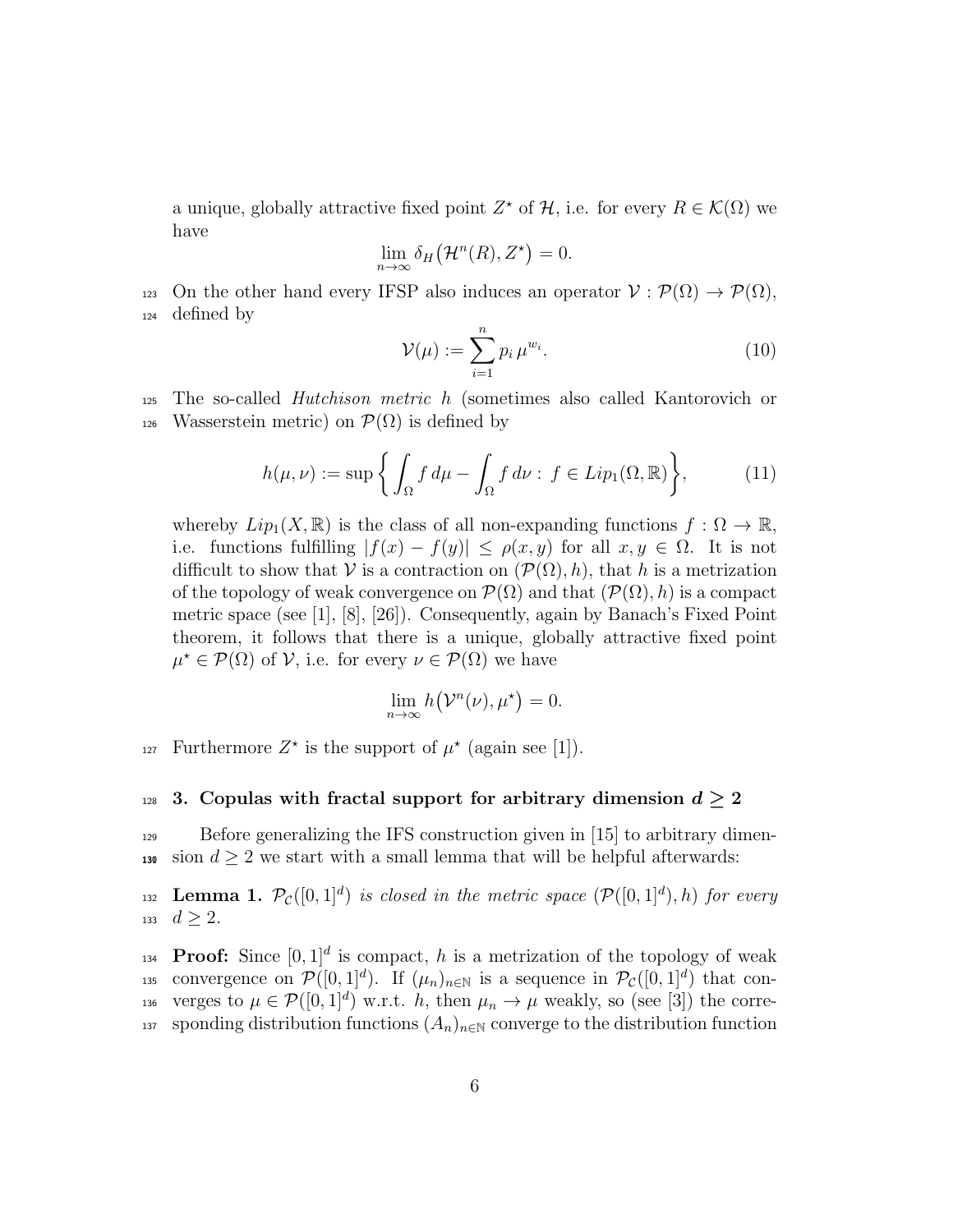a unique, globally attractive fixed point $Z^\star$ of $\mathcal{H}$, i.e. for every $R \in \mathcal{K}(\Omega)$ we have

$$\lim_{n\to\infty} \delta_H\big(\mathcal{H}^n(R), Z^\star\big) = 0.$$

On the other hand every IFSP also induces an operator $\mathcal{V} : \mathcal{P}(\Omega) \to \mathcal{P}(\Omega)$, defined by

$$\mathcal{V}(\mu) := \sum_{i=1}^{n} p_i \, \mu^{w_i}. \tag{10}$$

The so-called *Hutchison metric* $h$ (sometimes also called Kantorovich or Wasserstein metric) on $\mathcal{P}(\Omega)$ is defined by

$$h(\mu,\nu) := \sup\bigg\{ \int_\Omega f \, d\mu - \int_\Omega f \, d\nu : \, f \in Lip_1(\Omega, \mathbb{R}) \bigg\}, \tag{11}$$

whereby $Lip_1(X, \mathbb{R})$ is the class of all non-expanding functions $f : \Omega \to \mathbb{R}$, i.e. functions fulfilling $|f(x) - f(y)| \leq \rho(x, y)$ for all $x, y \in \Omega$. It is not difficult to show that $\mathcal{V}$ is a contraction on $(\mathcal{P}(\Omega), h)$, that $h$ is a metrization of the topology of weak convergence on $\mathcal{P}(\Omega)$ and that $(\mathcal{P}(\Omega), h)$ is a compact metric space (see [1], [8], [26]). Consequently, again by Banach's Fixed Point theorem, it follows that there is a unique, globally attractive fixed point $\mu^\star \in \mathcal{P}(\Omega)$ of $\mathcal{V}$, i.e. for every $\nu \in \mathcal{P}(\Omega)$ we have

$$\lim_{n\to\infty} h\big(\mathcal{V}^n(\nu), \mu^\star\big) = 0.$$

Furthermore $Z^\star$ is the support of $\mu^\star$ (again see [1]).

## 3. Copulas with fractal support for arbitrary dimension $d \geq 2$

Before generalizing the IFS construction given in [15] to arbitrary dimension $d \geq 2$ we start with a small lemma that will be helpful afterwards:

**Lemma 1.** *$\mathcal{P}_\mathcal{C}([0,1]^d)$ is closed in the metric space $(\mathcal{P}([0,1]^d), h)$ for every $d \geq 2$.*

**Proof:** Since $[0,1]^d$ is compact, $h$ is a metrization of the topology of weak convergence on $\mathcal{P}([0,1]^d)$. If $(\mu_n)_{n\in\mathbb{N}}$ is a sequence in $\mathcal{P}_\mathcal{C}([0,1]^d)$ that converges to $\mu \in \mathcal{P}([0,1]^d)$ w.r.t. $h$, then $\mu_n \to \mu$ weakly, so (see [3]) the corresponding distribution functions $(A_n)_{n\in\mathbb{N}}$ converge to the distribution function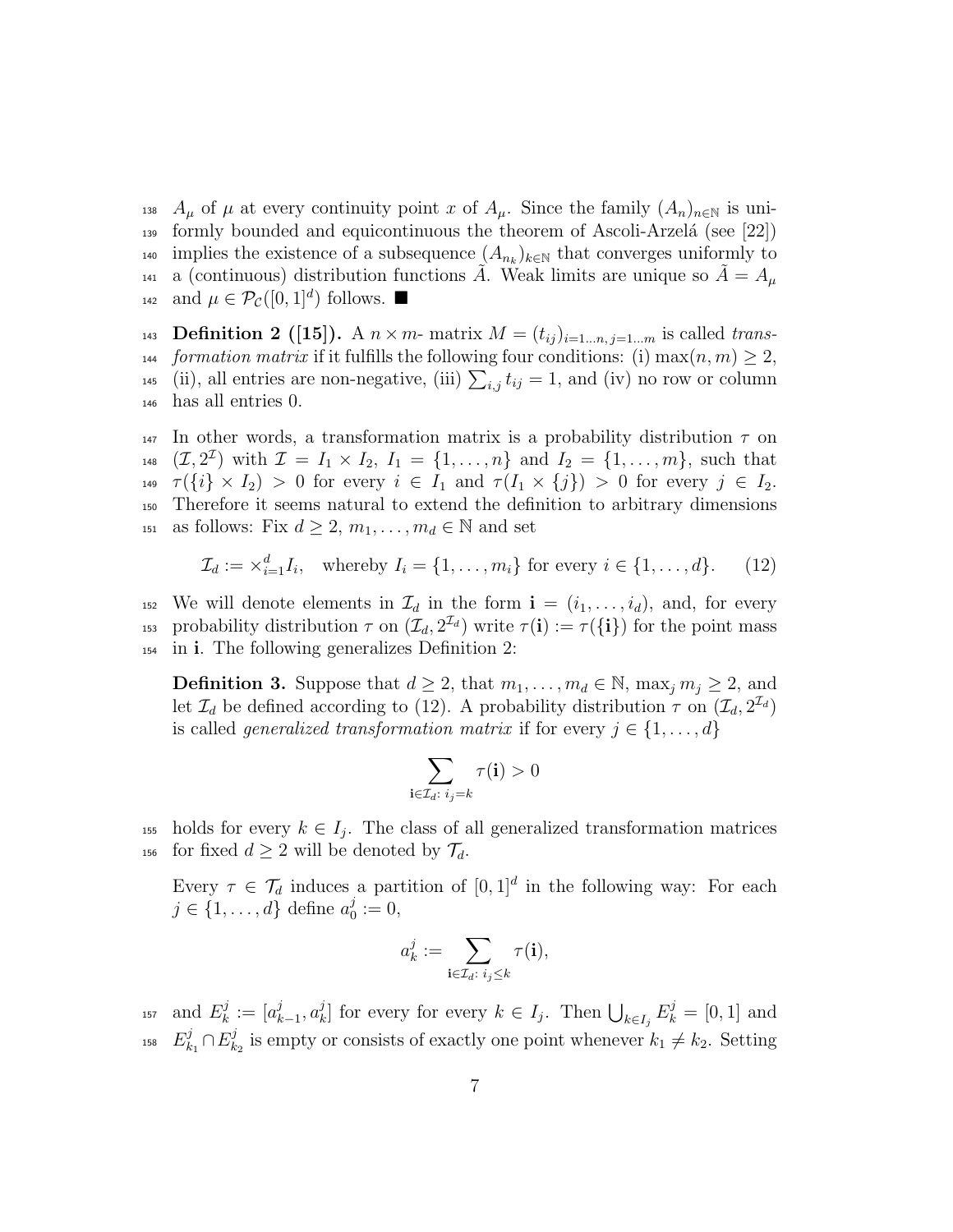$A_\mu$ of $\mu$ at every continuity point $x$ of $A_\mu$. Since the family $(A_n)_{n\in\mathbb{N}}$ is uniformly bounded and equicontinuous the theorem of Ascoli-Arzelá (see [22]) implies the existence of a subsequence $(A_{n_k})_{k\in\mathbb{N}}$ that converges uniformly to a (continuous) distribution functions $\tilde{A}$. Weak limits are unique so $\tilde{A} = A_\mu$ and $\mu \in \mathcal{P}_\mathcal{C}([0,1]^d)$ follows. ■

**Definition 2 ([15]).** A $n \times m$- matrix $M = (t_{ij})_{i=1\ldots n,\, j=1\ldots m}$ is called *transformation matrix* if it fulfills the following four conditions: (i) $\max(n,m) \geq 2$, (ii), all entries are non-negative, (iii) $\sum_{i,j} t_{ij} = 1$, and (iv) no row or column has all entries 0.

In other words, a transformation matrix is a probability distribution $\tau$ on $(\mathcal{I}, 2^\mathcal{I})$ with $\mathcal{I} = I_1 \times I_2$, $I_1 = \{1,\ldots,n\}$ and $I_2 = \{1,\ldots,m\}$, such that $\tau(\{i\} \times I_2) > 0$ for every $i \in I_1$ and $\tau(I_1 \times \{j\}) > 0$ for every $j \in I_2$. Therefore it seems natural to extend the definition to arbitrary dimensions as follows: Fix $d \geq 2$, $m_1,\ldots,m_d \in \mathbb{N}$ and set

$$\mathcal{I}_d := \times_{i=1}^d I_i, \quad \text{whereby } I_i = \{1,\ldots,m_i\} \text{ for every } i \in \{1,\ldots,d\}. \tag{12}$$

We will denote elements in $\mathcal{I}_d$ in the form $\mathbf{i} = (i_1,\ldots,i_d)$, and, for every probability distribution $\tau$ on $(\mathcal{I}_d, 2^{\mathcal{I}_d})$ write $\tau(\mathbf{i}) := \tau(\{\mathbf{i}\})$ for the point mass in $\mathbf{i}$. The following generalizes Definition 2:

**Definition 3.** Suppose that $d \geq 2$, that $m_1,\ldots,m_d \in \mathbb{N}$, $\max_j m_j \geq 2$, and let $\mathcal{I}_d$ be defined according to (12). A probability distribution $\tau$ on $(\mathcal{I}_d, 2^{\mathcal{I}_d})$ is called *generalized transformation matrix* if for every $j \in \{1,\ldots,d\}$

$$\sum_{\mathbf{i}\in\mathcal{I}_d:\, i_j=k} \tau(\mathbf{i}) > 0$$

holds for every $k \in I_j$. The class of all generalized transformation matrices for fixed $d \geq 2$ will be denoted by $\mathcal{T}_d$.

Every $\tau \in \mathcal{T}_d$ induces a partition of $[0,1]^d$ in the following way: For each $j \in \{1,\ldots,d\}$ define $a_0^j := 0$,

$$a_k^j := \sum_{\mathbf{i}\in\mathcal{I}_d:\, i_j\leq k} \tau(\mathbf{i}),$$

and $E_k^j := [a_{k-1}^j, a_k^j]$ for every for every $k \in I_j$. Then $\bigcup_{k\in I_j} E_k^j = [0,1]$ and $E_{k_1}^j \cap E_{k_2}^j$ is empty or consists of exactly one point whenever $k_1 \neq k_2$. Setting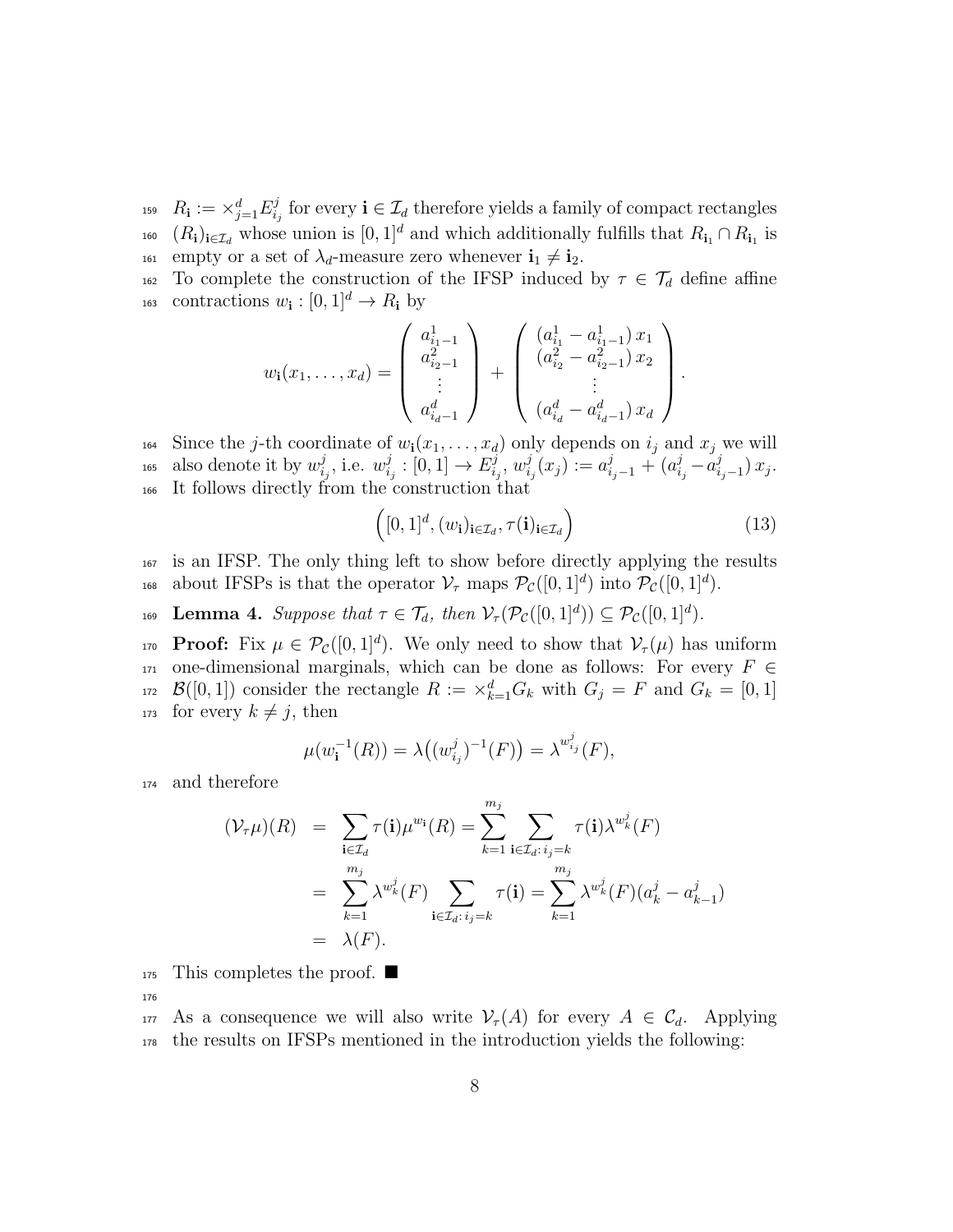$R_{\mathbf{i}} := \times_{j=1}^d E_{i_j}^j$ for every $\mathbf{i} \in \mathcal{I}_d$ therefore yields a family of compact rectangles $(R_{\mathbf{i}})_{\mathbf{i}\in\mathcal{I}_d}$ whose union is $[0,1]^d$ and which additionally fulfills that $R_{\mathbf{i}_1} \cap R_{\mathbf{i}_1}$ is empty or a set of $\lambda_d$-measure zero whenever $\mathbf{i}_1 \neq \mathbf{i}_2$.

To complete the construction of the IFSP induced by $\tau \in \mathcal{T}_d$ define affine contractions $w_{\mathbf{i}} : [0,1]^d \to R_{\mathbf{i}}$ by

$$w_{\mathbf{i}}(x_1, \ldots, x_d) = \begin{pmatrix} a_{i_1-1}^1 \\ a_{i_2-1}^2 \\ \vdots \\ a_{i_d-1}^d \end{pmatrix} + \begin{pmatrix} (a_{i_1}^1 - a_{i_1-1}^1)\, x_1 \\ (a_{i_2}^2 - a_{i_2-1}^2)\, x_2 \\ \vdots \\ (a_{i_d}^d - a_{i_d-1}^d)\, x_d \end{pmatrix}.$$

Since the $j$-th coordinate of $w_{\mathbf{i}}(x_1, \ldots, x_d)$ only depends on $i_j$ and $x_j$ we will also denote it by $w_{i_j}^j$, i.e. $w_{i_j}^j : [0,1] \to E_{i_j}^j$, $w_{i_j}^j(x_j) := a_{i_j-1}^j + (a_{i_j}^j - a_{i_j-1}^j)\, x_j$. It follows directly from the construction that

$$\Big([0,1]^d, (w_{\mathbf{i}})_{\mathbf{i}\in\mathcal{I}_d}, \tau(\mathbf{i})_{\mathbf{i}\in\mathcal{I}_d}\Big) \tag{13}$$

is an IFSP. The only thing left to show before directly applying the results about IFSPs is that the operator $\mathcal{V}_\tau$ maps $\mathcal{P}_{\mathcal{C}}([0,1]^d)$ into $\mathcal{P}_{\mathcal{C}}([0,1]^d)$.

**Lemma 4.** *Suppose that $\tau \in \mathcal{T}_d$, then $\mathcal{V}_\tau(\mathcal{P}_{\mathcal{C}}([0,1]^d)) \subseteq \mathcal{P}_{\mathcal{C}}([0,1]^d)$.*

**Proof:** Fix $\mu \in \mathcal{P}_{\mathcal{C}}([0,1]^d)$. We only need to show that $\mathcal{V}_\tau(\mu)$ has uniform one-dimensional marginals, which can be done as follows: For every $F \in \mathcal{B}([0,1])$ consider the rectangle $R := \times_{k=1}^d G_k$ with $G_j = F$ and $G_k = [0,1]$ for every $k \neq j$, then

$$\mu(w_{\mathbf{i}}^{-1}(R)) = \lambda\big((w_{i_j}^j)^{-1}(F)\big) = \lambda^{w_{i_j}^j}(F),$$

and therefore

$$\begin{aligned}
(\mathcal{V}_\tau\mu)(R) &= \sum_{\mathbf{i}\in\mathcal{I}_d} \tau(\mathbf{i})\mu^{w_{\mathbf{i}}}(R) = \sum_{k=1}^{m_j} \sum_{\mathbf{i}\in\mathcal{I}_d:\, i_j=k} \tau(\mathbf{i})\lambda^{w_k^j}(F) \\
&= \sum_{k=1}^{m_j} \lambda^{w_k^j}(F) \sum_{\mathbf{i}\in\mathcal{I}_d:\, i_j=k} \tau(\mathbf{i}) = \sum_{k=1}^{m_j} \lambda^{w_k^j}(F)(a_k^j - a_{k-1}^j) \\
&= \lambda(F).
\end{aligned}$$

This completes the proof. ■

As a consequence we will also write $\mathcal{V}_\tau(A)$ for every $A \in \mathcal{C}_d$. Applying the results on IFSPs mentioned in the introduction yields the following: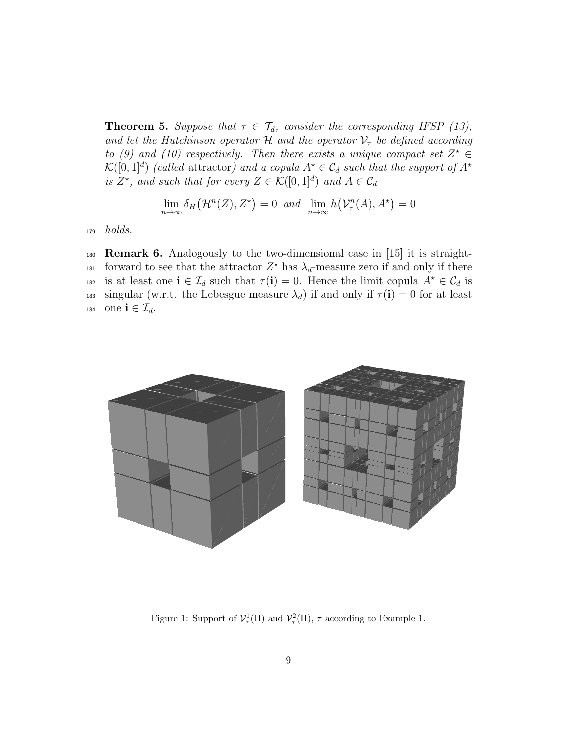**Theorem 5.** *Suppose that $\tau \in \mathcal{T}_d$, consider the corresponding IFSP (13), and let the Hutchinson operator $\mathcal{H}$ and the operator $\mathcal{V}_\tau$ be defined according to (9) and (10) respectively. Then there exists a unique compact set $Z^\star \in \mathcal{K}([0,1]^d)$ (called* attractor*) and a copula $A^\star \in \mathcal{C}_d$ such that the support of $A^\star$ is $Z^\star$, and such that for every $Z \in \mathcal{K}([0,1]^d)$ and $A \in \mathcal{C}_d$*

$$\lim_{n\to\infty} \delta_H\big(\mathcal{H}^n(Z), Z^\star\big) = 0 \quad \text{and} \quad \lim_{n\to\infty} h\big(\mathcal{V}_\tau^n(A), A^\star\big) = 0$$

*holds.*

**Remark 6.** Analogously to the two-dimensional case in [15] it is straightforward to see that the attractor $Z^\star$ has $\lambda_d$-measure zero if and only if there is at least one $\mathbf{i} \in \mathcal{I}_d$ such that $\tau(\mathbf{i}) = 0$. Hence the limit copula $A^\star \in \mathcal{C}_d$ is singular (w.r.t. the Lebesgue measure $\lambda_d$) if and only if $\tau(\mathbf{i}) = 0$ for at least one $\mathbf{i} \in \mathcal{I}_d$.

Figure 1: Support of $\mathcal{V}_\tau^1(\Pi)$ and $\mathcal{V}_\tau^2(\Pi)$, $\tau$ according to Example 1.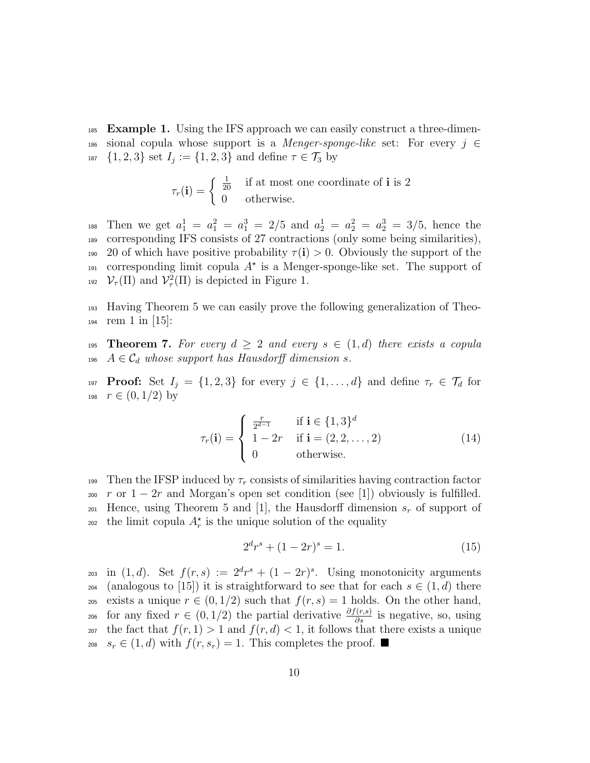**Example 1.** Using the IFS approach we can easily construct a three-dimensional copula whose support is a *Menger-sponge-like* set: For every $j \in \{1, 2, 3\}$ set $I_j := \{1, 2, 3\}$ and define $\tau \in \mathcal{T}_3$ by

$$\tau_r(\mathbf{i}) = \begin{cases} \frac{1}{20} & \text{if at most one coordinate of } \mathbf{i} \text{ is } 2 \\ 0 & \text{otherwise.} \end{cases}$$

Then we get $a_1^1 = a_1^2 = a_1^3 = 2/5$ and $a_2^1 = a_2^2 = a_2^3 = 3/5$, hence the corresponding IFS consists of 27 contractions (only some being similarities), 20 of which have positive probability $\tau(\mathbf{i}) > 0$. Obviously the support of the corresponding limit copula $A^\star$ is a Menger-sponge-like set. The support of $\mathcal{V}_\tau(\Pi)$ and $\mathcal{V}_\tau^2(\Pi)$ is depicted in Figure 1.

Having Theorem 5 we can easily prove the following generalization of Theorem 1 in [15]:

**Theorem 7.** *For every $d \geq 2$ and every $s \in (1, d)$ there exists a copula $A \in \mathcal{C}_d$ whose support has Hausdorff dimension $s$.*

**Proof:** Set $I_j = \{1, 2, 3\}$ for every $j \in \{1, \ldots, d\}$ and define $\tau_r \in \mathcal{T}_d$ for $r \in (0, 1/2)$ by

$$\tau_r(\mathbf{i}) = \begin{cases} \frac{r}{2^{d-1}} & \text{if } \mathbf{i} \in \{1, 3\}^d \\ 1 - 2r & \text{if } \mathbf{i} = (2, 2, \ldots, 2) \\ 0 & \text{otherwise.} \end{cases} \tag{14}$$

Then the IFSP induced by $\tau_r$ consists of similarities having contraction factor $r$ or $1 - 2r$ and Morgan's open set condition (see [1]) obviously is fulfilled. Hence, using Theorem 5 and [1], the Hausdorff dimension $s_r$ of support of the limit copula $A_r^\star$ is the unique solution of the equality

$$2^d r^s + (1 - 2r)^s = 1. \tag{15}$$

in $(1, d)$. Set $f(r, s) := 2^d r^s + (1 - 2r)^s$. Using monotonicity arguments (analogous to [15]) it is straightforward to see that for each $s \in (1, d)$ there exists a unique $r \in (0, 1/2)$ such that $f(r, s) = 1$ holds. On the other hand, for any fixed $r \in (0, 1/2)$ the partial derivative $\frac{\partial f(r,s)}{\partial s}$ is negative, so, using the fact that $f(r, 1) > 1$ and $f(r, d) < 1$, it follows that there exists a unique $s_r \in (1, d)$ with $f(r, s_r) = 1$. This completes the proof. ■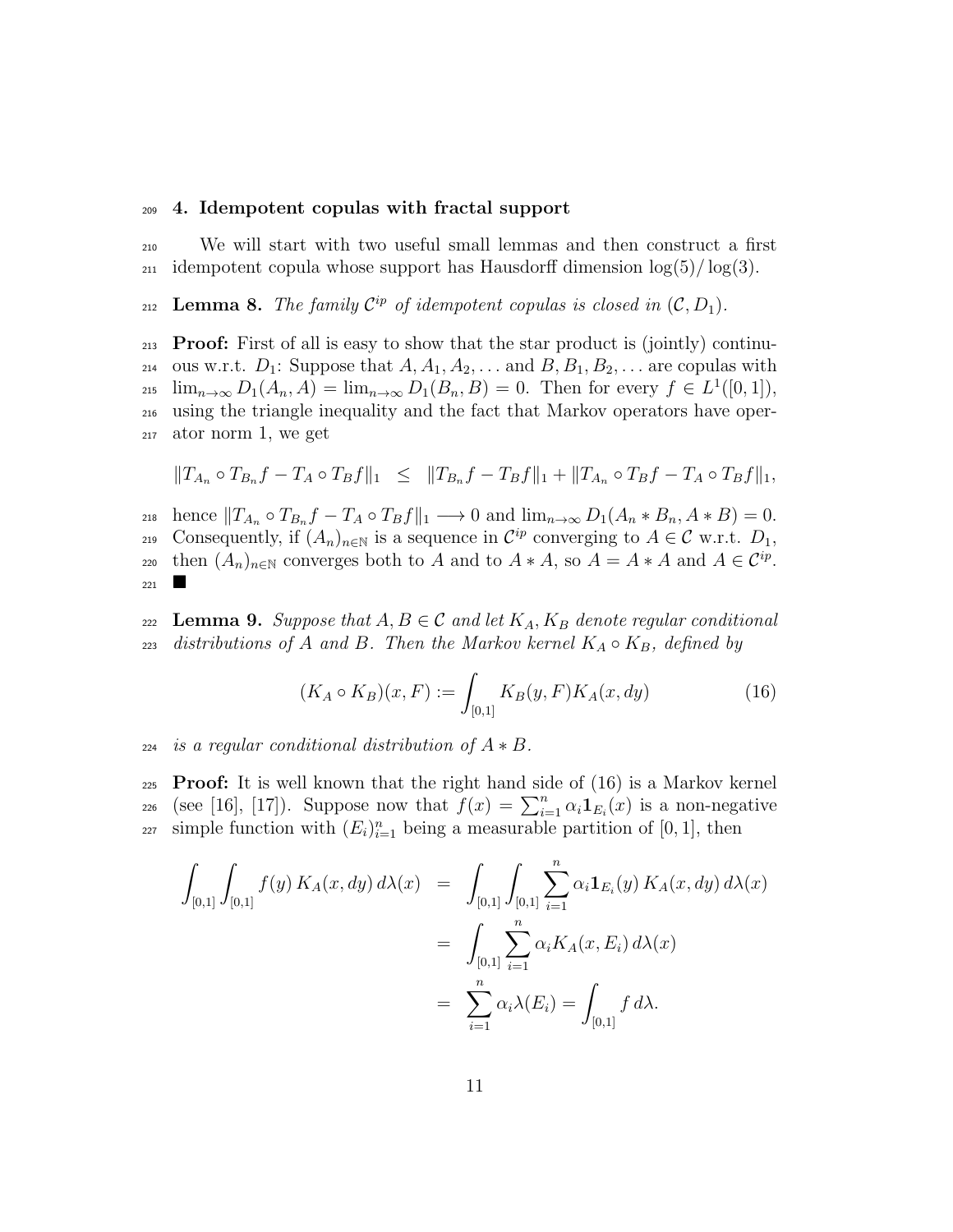## 4. Idempotent copulas with fractal support

We will start with two useful small lemmas and then construct a first idempotent copula whose support has Hausdorff dimension $\log(5)/\log(3)$.

**Lemma 8.** *The family $\mathcal{C}^{ip}$ of idempotent copulas is closed in $(\mathcal{C}, D_1)$.*

**Proof:** First of all is easy to show that the star product is (jointly) continuous w.r.t. $D_1$: Suppose that $A, A_1, A_2, \ldots$ and $B, B_1, B_2, \ldots$ are copulas with $\lim_{n\to\infty} D_1(A_n, A) = \lim_{n\to\infty} D_1(B_n, B) = 0$. Then for every $f \in L^1([0,1])$, using the triangle inequality and the fact that Markov operators have operator norm 1, we get

$$\|T_{A_n} \circ T_{B_n} f - T_A \circ T_B f\|_1 \leq \|T_{B_n} f - T_B f\|_1 + \|T_{A_n} \circ T_B f - T_A \circ T_B f\|_1,$$

hence $\|T_{A_n} \circ T_{B_n} f - T_A \circ T_B f\|_1 \longrightarrow 0$ and $\lim_{n\to\infty} D_1(A_n * B_n, A * B) = 0$. Consequently, if $(A_n)_{n\in\mathbb{N}}$ is a sequence in $\mathcal{C}^{ip}$ converging to $A \in \mathcal{C}$ w.r.t. $D_1$, then $(A_n)_{n\in\mathbb{N}}$ converges both to $A$ and to $A * A$, so $A = A * A$ and $A \in \mathcal{C}^{ip}$. ■

**Lemma 9.** *Suppose that $A, B \in \mathcal{C}$ and let $K_A, K_B$ denote regular conditional distributions of $A$ and $B$. Then the Markov kernel $K_A \circ K_B$, defined by*

$$(K_A \circ K_B)(x, F) := \int_{[0,1]} K_B(y, F) K_A(x, dy) \tag{16}$$

*is a regular conditional distribution of $A * B$.*

**Proof:** It is well known that the right hand side of (16) is a Markov kernel (see [16], [17]). Suppose now that $f(x) = \sum_{i=1}^n \alpha_i \mathbf{1}_{E_i}(x)$ is a non-negative simple function with $(E_i)_{i=1}^n$ being a measurable partition of $[0,1]$, then

$$\begin{aligned}
\int_{[0,1]} \int_{[0,1]} f(y)\, K_A(x, dy)\, d\lambda(x) &= \int_{[0,1]} \int_{[0,1]} \sum_{i=1}^n \alpha_i \mathbf{1}_{E_i}(y)\, K_A(x, dy)\, d\lambda(x) \\
&= \int_{[0,1]} \sum_{i=1}^n \alpha_i K_A(x, E_i)\, d\lambda(x) \\
&= \sum_{i=1}^n \alpha_i \lambda(E_i) = \int_{[0,1]} f\, d\lambda.
\end{aligned}$$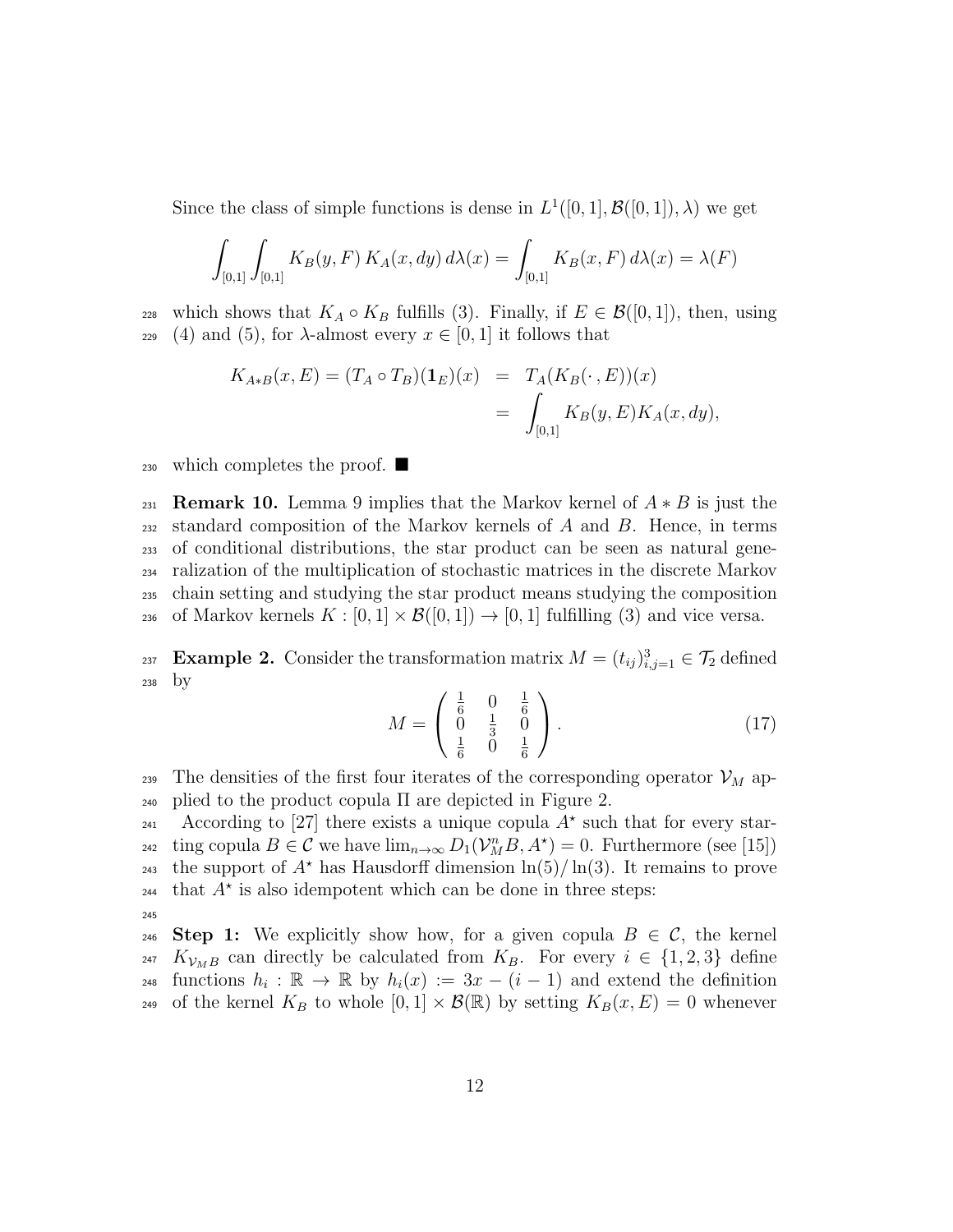Since the class of simple functions is dense in $L^1([0,1], \mathcal{B}([0,1]), \lambda)$ we get

$$\int_{[0,1]} \int_{[0,1]} K_B(y, F)\, K_A(x, dy)\, d\lambda(x) = \int_{[0,1]} K_B(x, F)\, d\lambda(x) = \lambda(F)$$

which shows that $K_A \circ K_B$ fulfills (3). Finally, if $E \in \mathcal{B}([0,1])$, then, using (4) and (5), for $\lambda$-almost every $x \in [0,1]$ it follows that

$$\begin{aligned} K_{A*B}(x, E) = (T_A \circ T_B)(\mathbf{1}_E)(x) &= T_A(K_B(\cdot\,, E))(x) \\ &= \int_{[0,1]} K_B(y, E) K_A(x, dy), \end{aligned}$$

which completes the proof. ■

**Remark 10.** Lemma 9 implies that the Markov kernel of $A * B$ is just the standard composition of the Markov kernels of $A$ and $B$. Hence, in terms of conditional distributions, the star product can be seen as natural generalization of the multiplication of stochastic matrices in the discrete Markov chain setting and studying the star product means studying the composition of Markov kernels $K : [0,1] \times \mathcal{B}([0,1]) \to [0,1]$ fulfilling (3) and vice versa.

**Example 2.** Consider the transformation matrix $M = (t_{ij})_{i,j=1}^3 \in \mathcal{T}_2$ defined by

$$M = \begin{pmatrix} \frac{1}{6} & 0 & \frac{1}{6} \\ 0 & \frac{1}{3} & 0 \\ \frac{1}{6} & 0 & \frac{1}{6} \end{pmatrix}. \tag{17}$$

The densities of the first four iterates of the corresponding operator $\mathcal{V}_M$ applied to the product copula $\Pi$ are depicted in Figure 2.

According to [27] there exists a unique copula $A^\star$ such that for every starting copula $B \in \mathcal{C}$ we have $\lim_{n\to\infty} D_1(\mathcal{V}_M^n B, A^\star) = 0$. Furthermore (see [15]) the support of $A^\star$ has Hausdorff dimension $\ln(5)/\ln(3)$. It remains to prove that $A^\star$ is also idempotent which can be done in three steps:

**Step 1:** We explicitly show how, for a given copula $B \in \mathcal{C}$, the kernel $K_{\mathcal{V}_M B}$ can directly be calculated from $K_B$. For every $i \in \{1, 2, 3\}$ define functions $h_i : \mathbb{R} \to \mathbb{R}$ by $h_i(x) := 3x - (i-1)$ and extend the definition of the kernel $K_B$ to whole $[0,1] \times \mathcal{B}(\mathbb{R})$ by setting $K_B(x, E) = 0$ whenever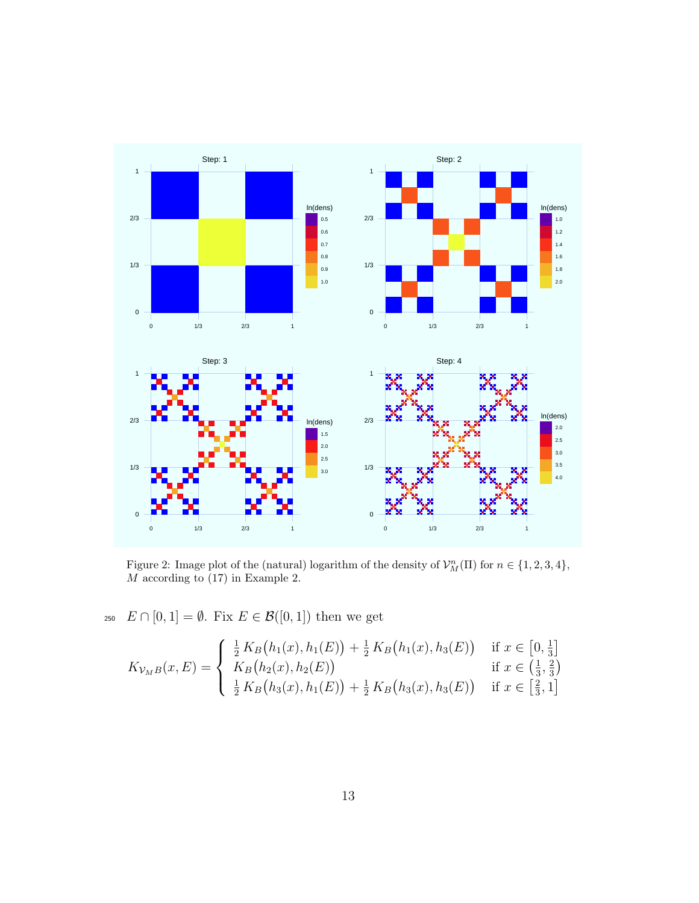Figure 2: Image plot of the (natural) logarithm of the density of $\mathcal{V}_M^n(\Pi)$ for $n \in \{1, 2, 3, 4\}$, $M$ according to (17) in Example 2.

$E \cap [0, 1] = \emptyset$. Fix $E \in \mathcal{B}([0, 1])$ then we get

$$
K_{\mathcal{V}_M B}(x, E) = \begin{cases} \frac{1}{2}\, K_B\big(h_1(x), h_1(E)\big) + \frac{1}{2}\, K_B\big(h_1(x), h_3(E)\big) & \text{if } x \in \left[0, \frac{1}{3}\right] \\ K_B\big(h_2(x), h_2(E)\big) & \text{if } x \in \left(\frac{1}{3}, \frac{2}{3}\right) \\ \frac{1}{2}\, K_B\big(h_3(x), h_1(E)\big) + \frac{1}{2}\, K_B\big(h_3(x), h_3(E)\big) & \text{if } x \in \left[\frac{2}{3}, 1\right] \end{cases}
$$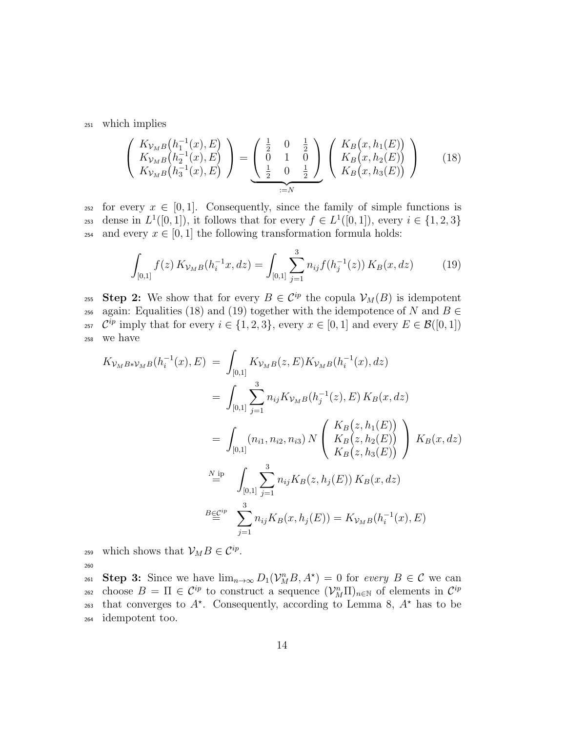which implies

$$\begin{pmatrix} K_{\mathcal{V}_M B}\big(h_1^{-1}(x), E\big) \\ K_{\mathcal{V}_M B}\big(h_2^{-1}(x), E\big) \\ K_{\mathcal{V}_M B}\big(h_3^{-1}(x), E\big) \end{pmatrix} = \underbrace{\begin{pmatrix} \frac{1}{2} & 0 & \frac{1}{2} \\ 0 & 1 & 0 \\ \frac{1}{2} & 0 & \frac{1}{2} \end{pmatrix}}_{:=N} \begin{pmatrix} K_B\big(x, h_1(E)\big) \\ K_B\big(x, h_2(E)\big) \\ K_B\big(x, h_3(E)\big) \end{pmatrix} \tag{18}$$

for every $x \in [0,1]$. Consequently, since the family of simple functions is dense in $L^1([0,1])$, it follows that for every $f \in L^1([0,1])$, every $i \in \{1,2,3\}$ and every $x \in [0,1]$ the following transformation formula holds:

$$\int_{[0,1]} f(z)\, K_{\mathcal{V}_M B}(h_i^{-1}x, dz) = \int_{[0,1]} \sum_{j=1}^{3} n_{ij} f(h_j^{-1}(z))\, K_B(x, dz) \tag{19}$$

**Step 2:** We show that for every $B \in \mathcal{C}^{ip}$ the copula $\mathcal{V}_M(B)$ is idempotent again: Equalities (18) and (19) together with the idempotence of $N$ and $B \in \mathcal{C}^{ip}$ imply that for every $i \in \{1,2,3\}$, every $x \in [0,1]$ and every $E \in \mathcal{B}([0,1])$ we have

$$\begin{aligned} K_{\mathcal{V}_M B * \mathcal{V}_M B}(h_i^{-1}(x), E) &= \int_{[0,1]} K_{\mathcal{V}_M B}(z, E) K_{\mathcal{V}_M B}(h_i^{-1}(x), dz) \\ &= \int_{[0,1]} \sum_{j=1}^{3} n_{ij} K_{\mathcal{V}_M B}(h_j^{-1}(z), E)\, K_B(x, dz) \\ &= \int_{[0,1]} (n_{i1}, n_{i2}, n_{i3})\, N \begin{pmatrix} K_B\big(z, h_1(E)\big) \\ K_B\big(z, h_2(E)\big) \\ K_B\big(z, h_3(E)\big) \end{pmatrix} K_B(x, dz) \\ &\overset{N \text{ ip}}{=} \int_{[0,1]} \sum_{j=1}^{3} n_{ij} K_B(z, h_j(E))\, K_B(x, dz) \\ &\overset{B \in \mathcal{C}^{ip}}{=} \sum_{j=1}^{3} n_{ij} K_B(x, h_j(E)) = K_{\mathcal{V}_M B}(h_i^{-1}(x), E) \end{aligned}$$

which shows that $\mathcal{V}_M B \in \mathcal{C}^{ip}$.

**Step 3:** Since we have $\lim_{n\to\infty} D_1(\mathcal{V}_M^n B, A^\star) = 0$ for *every* $B \in \mathcal{C}$ we can choose $B = \Pi \in \mathcal{C}^{ip}$ to construct a sequence $(\mathcal{V}_M^n \Pi)_{n\in\mathbb{N}}$ of elements in $\mathcal{C}^{ip}$ that converges to $A^\star$. Consequently, according to Lemma 8, $A^\star$ has to be idempotent too.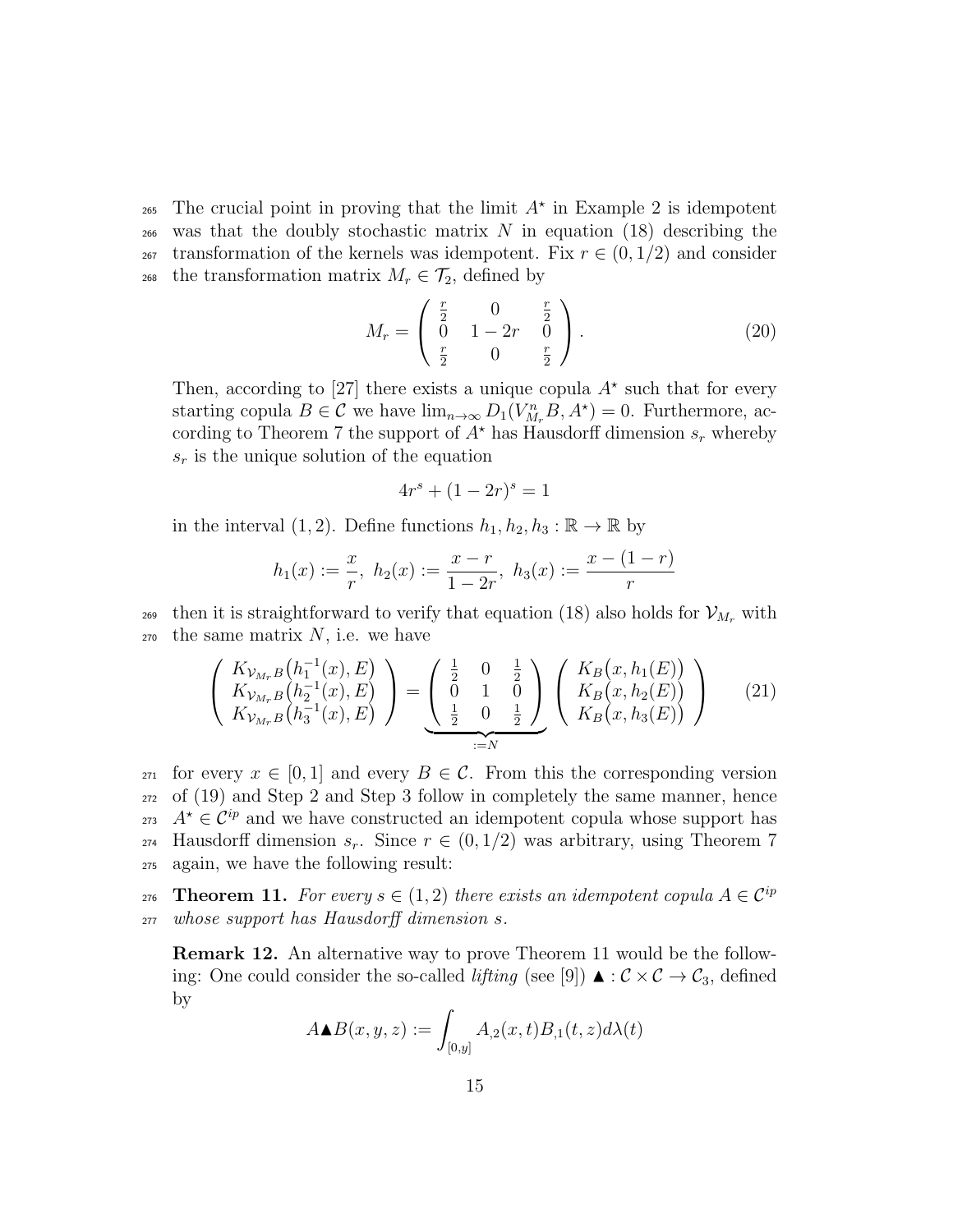The crucial point in proving that the limit $A^\star$ in Example 2 is idempotent was that the doubly stochastic matrix $N$ in equation (18) describing the transformation of the kernels was idempotent. Fix $r \in (0, 1/2)$ and consider the transformation matrix $M_r \in \mathcal{T}_2$, defined by

$$M_r = \begin{pmatrix} \frac{r}{2} & 0 & \frac{r}{2} \\ 0 & 1-2r & 0 \\ \frac{r}{2} & 0 & \frac{r}{2} \end{pmatrix}. \tag{20}$$

Then, according to [27] there exists a unique copula $A^\star$ such that for every starting copula $B \in \mathcal{C}$ we have $\lim_{n\to\infty} D_1(V_{M_r}^n B, A^\star) = 0$. Furthermore, according to Theorem 7 the support of $A^\star$ has Hausdorff dimension $s_r$ whereby $s_r$ is the unique solution of the equation

$$4r^s + (1-2r)^s = 1$$

in the interval $(1, 2)$. Define functions $h_1, h_2, h_3 : \mathbb{R} \to \mathbb{R}$ by

$$h_1(x) := \frac{x}{r},\ h_2(x) := \frac{x-r}{1-2r},\ h_3(x) := \frac{x-(1-r)}{r}$$

then it is straightforward to verify that equation (18) also holds for $\mathcal{V}_{M_r}$ with the same matrix $N$, i.e. we have

$$\begin{pmatrix} K_{\mathcal{V}_{M_r}B}\big(h_1^{-1}(x), E\big) \\ K_{\mathcal{V}_{M_r}B}\big(h_2^{-1}(x), E\big) \\ K_{\mathcal{V}_{M_r}B}\big(h_3^{-1}(x), E\big) \end{pmatrix} = \underbrace{\begin{pmatrix} \frac{1}{2} & 0 & \frac{1}{2} \\ 0 & 1 & 0 \\ \frac{1}{2} & 0 & \frac{1}{2} \end{pmatrix}}_{:=N} \begin{pmatrix} K_B\big(x, h_1(E)\big) \\ K_B\big(x, h_2(E)\big) \\ K_B\big(x, h_3(E)\big) \end{pmatrix} \tag{21}$$

for every $x \in [0, 1]$ and every $B \in \mathcal{C}$. From this the corresponding version of (19) and Step 2 and Step 3 follow in completely the same manner, hence $A^\star \in \mathcal{C}^{ip}$ and we have constructed an idempotent copula whose support has Hausdorff dimension $s_r$. Since $r \in (0, 1/2)$ was arbitrary, using Theorem 7 again, we have the following result:

**Theorem 11.** *For every $s \in (1, 2)$ there exists an idempotent copula $A \in \mathcal{C}^{ip}$ whose support has Hausdorff dimension $s$.*

**Remark 12.** An alternative way to prove Theorem 11 would be the following: One could consider the so-called *lifting* (see [9]) $\blacktriangle : \mathcal{C} \times \mathcal{C} \to \mathcal{C}_3$, defined by

$$A \blacktriangle B(x, y, z) := \int_{[0,y]} A_{,2}(x, t) B_{,1}(t, z) d\lambda(t)$$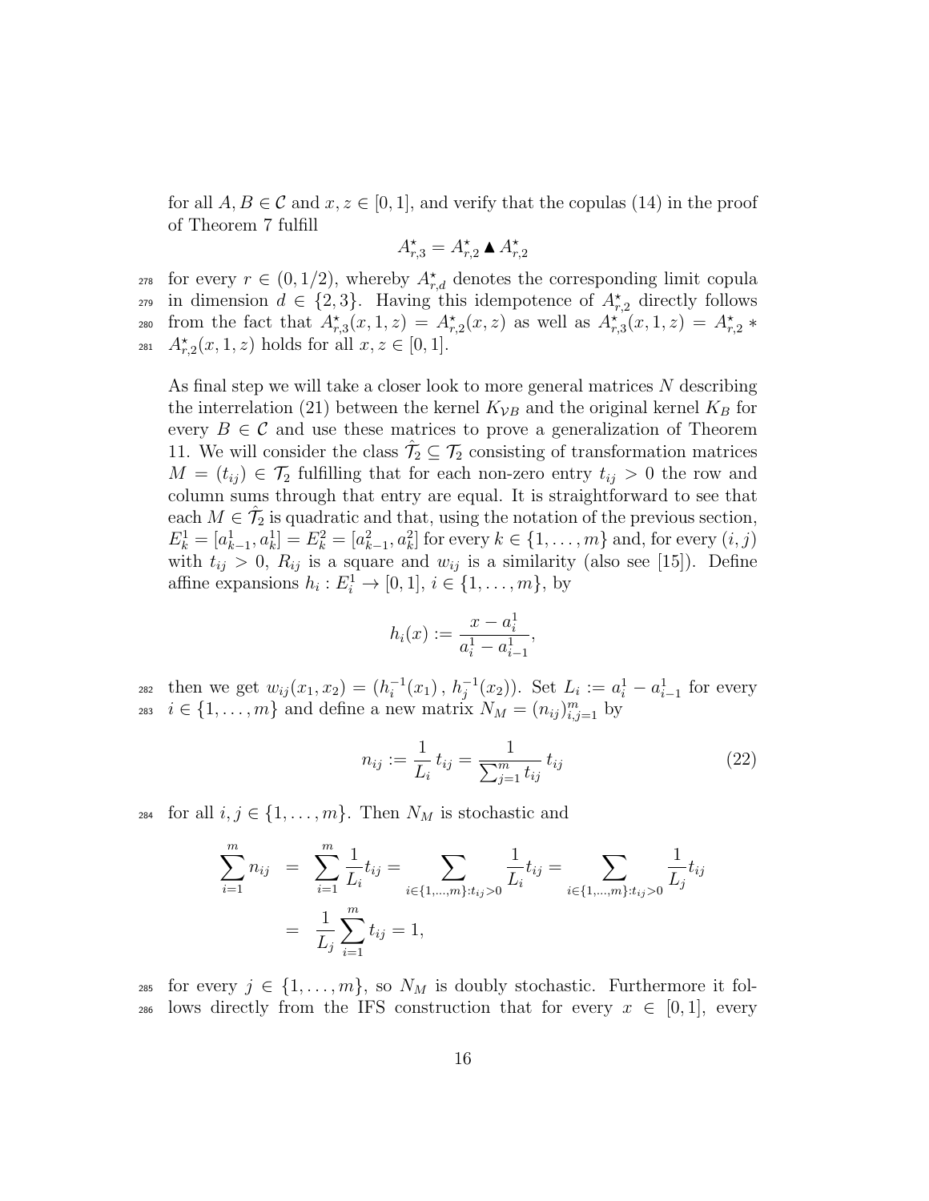for all $A, B \in \mathcal{C}$ and $x, z \in [0,1]$, and verify that the copulas (14) in the proof of Theorem 7 fulfill

$$A^\star_{r,3} = A^\star_{r,2} \blacktriangle A^\star_{r,2}$$

for every $r \in (0, 1/2)$, whereby $A^\star_{r,d}$ denotes the corresponding limit copula in dimension $d \in \{2,3\}$. Having this idempotence of $A^\star_{r,2}$ directly follows from the fact that $A^\star_{r,3}(x,1,z) = A^\star_{r,2}(x,z)$ as well as $A^\star_{r,3}(x,1,z) = A^\star_{r,2} * A^\star_{r,2}(x,1,z)$ holds for all $x, z \in [0,1]$.

As final step we will take a closer look to more general matrices $N$ describing the interrelation (21) between the kernel $K_{\mathcal{V}B}$ and the original kernel $K_B$ for every $B \in \mathcal{C}$ and use these matrices to prove a generalization of Theorem 11. We will consider the class $\hat{\mathcal{T}}_2 \subseteq \mathcal{T}_2$ consisting of transformation matrices $M = (t_{ij}) \in \mathcal{T}_2$ fulfilling that for each non-zero entry $t_{ij} > 0$ the row and column sums through that entry are equal. It is straightforward to see that each $M \in \hat{\mathcal{T}}_2$ is quadratic and that, using the notation of the previous section, $E^1_k = [a^1_{k-1}, a^1_k] = E^2_k = [a^2_{k-1}, a^2_k]$ for every $k \in \{1, \ldots, m\}$ and, for every $(i,j)$ with $t_{ij} > 0$, $R_{ij}$ is a square and $w_{ij}$ is a similarity (also see [15]). Define affine expansions $h_i : E^1_i \to [0,1]$, $i \in \{1, \ldots, m\}$, by

$$h_i(x) := \frac{x - a^1_i}{a^1_i - a^1_{i-1}},$$

then we get $w_{ij}(x_1, x_2) = (h_i^{-1}(x_1)\,,\, h_j^{-1}(x_2))$. Set $L_i := a^1_i - a^1_{i-1}$ for every $i \in \{1, \ldots, m\}$ and define a new matrix $N_M = (n_{ij})_{i,j=1}^m$ by

$$n_{ij} := \frac{1}{L_i}\, t_{ij} = \frac{1}{\sum_{j=1}^m t_{ij}}\, t_{ij} \tag{22}$$

for all $i, j \in \{1, \ldots, m\}$. Then $N_M$ is stochastic and

$$\begin{aligned}
\sum_{i=1}^m n_{ij} &= \sum_{i=1}^m \frac{1}{L_i} t_{ij} = \sum_{i \in \{1,\ldots,m\}: t_{ij} > 0} \frac{1}{L_i} t_{ij} = \sum_{i \in \{1,\ldots,m\}: t_{ij} > 0} \frac{1}{L_j} t_{ij} \\
&= \frac{1}{L_j} \sum_{i=1}^m t_{ij} = 1,
\end{aligned}$$

for every $j \in \{1, \ldots, m\}$, so $N_M$ is doubly stochastic. Furthermore it follows directly from the IFS construction that for every $x \in [0,1]$, every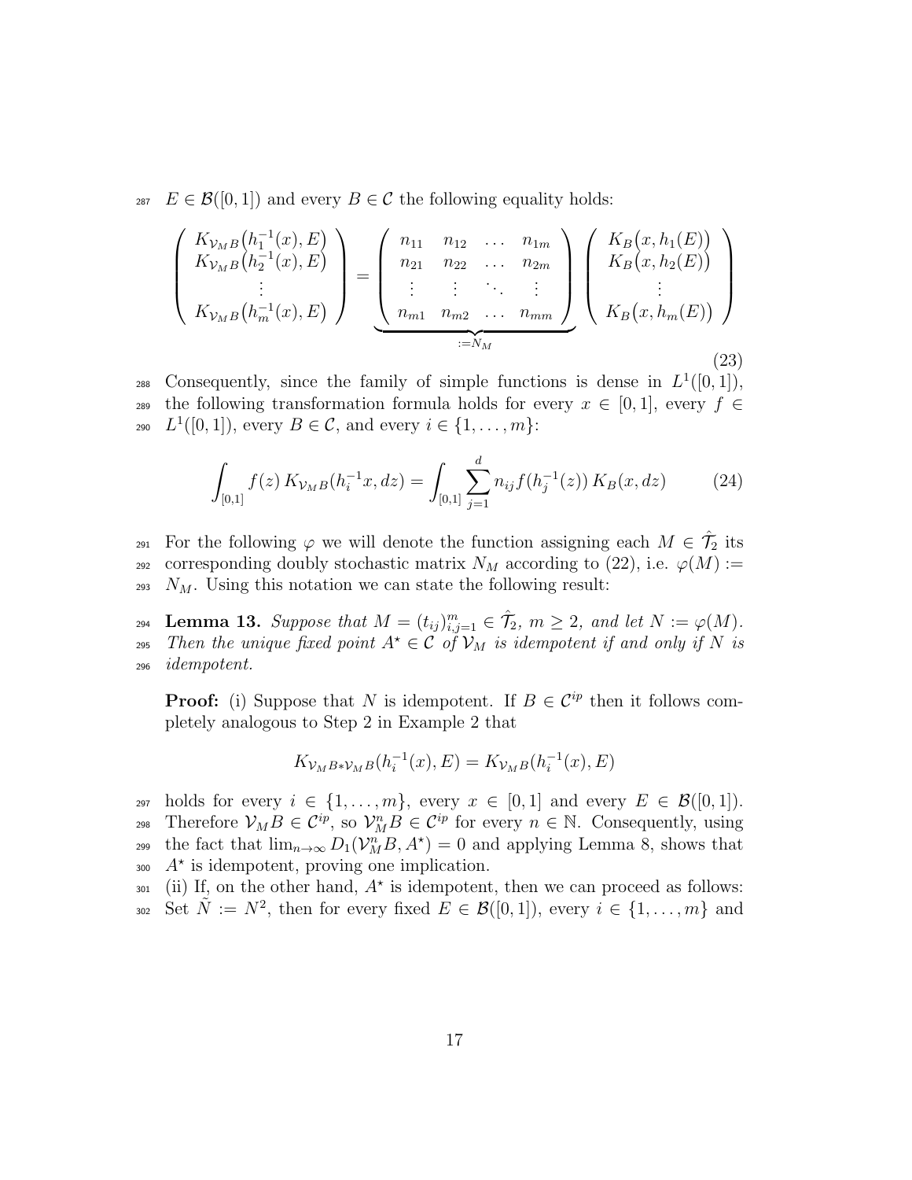$E \in \mathcal{B}([0,1])$ and every $B \in \mathcal{C}$ the following equality holds:

$$\begin{pmatrix} K_{\mathcal{V}_M B}\big(h_1^{-1}(x), E\big) \\ K_{\mathcal{V}_M B}\big(h_2^{-1}(x), E\big) \\ \vdots \\ K_{\mathcal{V}_M B}\big(h_m^{-1}(x), E\big) \end{pmatrix} = \underbrace{\begin{pmatrix} n_{11} & n_{12} & \dots & n_{1m} \\ n_{21} & n_{22} & \dots & n_{2m} \\ \vdots & \vdots & \ddots & \vdots \\ n_{m1} & n_{m2} & \dots & n_{mm} \end{pmatrix}}_{:=N_M} \begin{pmatrix} K_B\big(x, h_1(E)\big) \\ K_B\big(x, h_2(E)\big) \\ \vdots \\ K_B\big(x, h_m(E)\big) \end{pmatrix} \tag{23}$$

Consequently, since the family of simple functions is dense in $L^1([0,1])$, the following transformation formula holds for every $x \in [0,1]$, every $f \in L^1([0,1])$, every $B \in \mathcal{C}$, and every $i \in \{1, \dots, m\}$:

$$\int_{[0,1]} f(z)\, K_{\mathcal{V}_M B}(h_i^{-1}x, dz) = \int_{[0,1]} \sum_{j=1}^{d} n_{ij} f(h_j^{-1}(z))\, K_B(x, dz) \tag{24}$$

For the following $\varphi$ we will denote the function assigning each $M \in \hat{\mathcal{T}}_2$ its corresponding doubly stochastic matrix $N_M$ according to (22), i.e. $\varphi(M) := N_M$. Using this notation we can state the following result:

**Lemma 13.** *Suppose that $M = (t_{ij})_{i,j=1}^m \in \hat{\mathcal{T}}_2$, $m \geq 2$, and let $N := \varphi(M)$. Then the unique fixed point $A^\star \in \mathcal{C}$ of $\mathcal{V}_M$ is idempotent if and only if $N$ is idempotent.*

**Proof:** (i) Suppose that $N$ is idempotent. If $B \in \mathcal{C}^{ip}$ then it follows completely analogous to Step 2 in Example 2 that

$$K_{\mathcal{V}_M B * \mathcal{V}_M B}(h_i^{-1}(x), E) = K_{\mathcal{V}_M B}(h_i^{-1}(x), E)$$

holds for every $i \in \{1, \dots, m\}$, every $x \in [0,1]$ and every $E \in \mathcal{B}([0,1])$. Therefore $\mathcal{V}_M B \in \mathcal{C}^{ip}$, so $\mathcal{V}_M^n B \in \mathcal{C}^{ip}$ for every $n \in \mathbb{N}$. Consequently, using the fact that $\lim_{n \to \infty} D_1(\mathcal{V}_M^n B, A^\star) = 0$ and applying Lemma 8, shows that $A^\star$ is idempotent, proving one implication.

(ii) If, on the other hand, $A^\star$ is idempotent, then we can proceed as follows: Set $\tilde{N} := N^2$, then for every fixed $E \in \mathcal{B}([0,1])$, every $i \in \{1, \dots, m\}$ and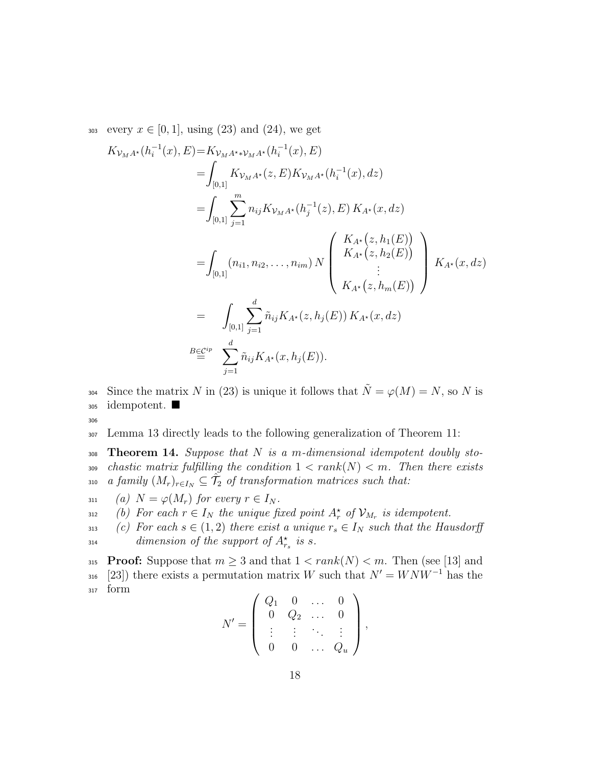every $x \in [0,1]$, using (23) and (24), we get

$$
\begin{aligned}
K_{\mathcal{V}_M A^\star}(h_i^{-1}(x), E) &= K_{\mathcal{V}_M A^\star * \mathcal{V}_M A^\star}(h_i^{-1}(x), E) \\
&= \int_{[0,1]} K_{\mathcal{V}_M A^\star}(z, E) K_{\mathcal{V}_M A^\star}(h_i^{-1}(x), dz) \\
&= \int_{[0,1]} \sum_{j=1}^{m} n_{ij} K_{\mathcal{V}_M A^\star}(h_j^{-1}(z), E)\, K_{A^\star}(x, dz) \\
&= \int_{[0,1]} (n_{i1}, n_{i2}, \ldots, n_{im})\, N \begin{pmatrix} K_{A^\star}\big(z, h_1(E)\big) \\ K_{A^\star}\big(z, h_2(E)\big) \\ \vdots \\ K_{A^\star}\big(z, h_m(E)\big) \end{pmatrix} K_{A^\star}(x, dz) \\
&= \quad \int_{[0,1]} \sum_{j=1}^{d} \tilde{n}_{ij} K_{A^\star}(z, h_j(E))\, K_{A^\star}(x, dz) \\
&\overset{B \in \mathcal{C}^{ip}}{=} \quad \sum_{j=1}^{d} \tilde{n}_{ij} K_{A^\star}(x, h_j(E)).
\end{aligned}
$$

Since the matrix $N$ in (23) is unique it follows that $\tilde{N} = \varphi(M) = N$, so $N$ is idempotent. ■

Lemma 13 directly leads to the following generalization of Theorem 11:

**Theorem 14.** *Suppose that $N$ is a $m$-dimensional idempotent doubly stochastic matrix fulfilling the condition $1 < rank(N) < m$. Then there exists a family $(M_r)_{r \in I_N} \subseteq \hat{\mathcal{T}}_2$ of transformation matrices such that:*

*(a) $N = \varphi(M_r)$ for every $r \in I_N$.*

*(b) For each $r \in I_N$ the unique fixed point $A_r^\star$ of $\mathcal{V}_{M_r}$ is idempotent.*

*(c) For each $s \in (1,2)$ there exist a unique $r_s \in I_N$ such that the Hausdorff dimension of the support of $A_{r_s}^\star$ is $s$.*

**Proof:** Suppose that $m \geq 3$ and that $1 < rank(N) < m$. Then (see [13] and [23]) there exists a permutation matrix $W$ such that $N' = WNW^{-1}$ has the form

$$
N' = \begin{pmatrix} Q_1 & 0 & \ldots & 0 \\ 0 & Q_2 & \ldots & 0 \\ \vdots & \vdots & \ddots & \vdots \\ 0 & 0 & \ldots & Q_u \end{pmatrix},
$$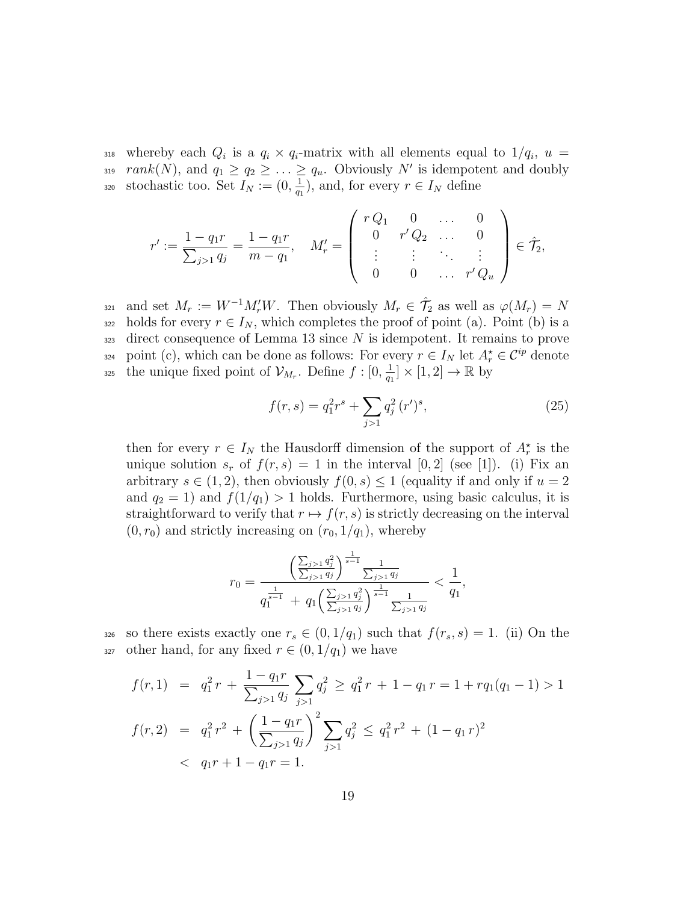whereby each $Q_i$ is a $q_i \times q_i$-matrix with all elements equal to $1/q_i$, $u = rank(N)$, and $q_1 \geq q_2 \geq \ldots \geq q_u$. Obviously $N'$ is idempotent and doubly stochastic too. Set $I_N := (0, \frac{1}{q_1})$, and, for every $r \in I_N$ define

$$r' := \frac{1 - q_1 r}{\sum_{j>1} q_j} = \frac{1 - q_1 r}{m - q_1}, \quad M_r' = \begin{pmatrix} r\,Q_1 & 0 & \ldots & 0 \\ 0 & r'\,Q_2 & \ldots & 0 \\ \vdots & \vdots & \ddots & \vdots \\ 0 & 0 & \ldots & r'\,Q_u \end{pmatrix} \in \hat{\mathcal{T}}_2,$$

and set $M_r := W^{-1} M_r' W$. Then obviously $M_r \in \hat{\mathcal{T}}_2$ as well as $\varphi(M_r) = N$ holds for every $r \in I_N$, which completes the proof of point (a). Point (b) is a direct consequence of Lemma 13 since $N$ is idempotent. It remains to prove point (c), which can be done as follows: For every $r \in I_N$ let $A_r^\star \in \mathcal{C}^{ip}$ denote the unique fixed point of $\mathcal{V}_{M_r}$. Define $f : [0, \frac{1}{q_1}] \times [1, 2] \to \mathbb{R}$ by

$$f(r, s) = q_1^2 r^s + \sum_{j>1} q_j^2 \,(r')^s, \tag{25}$$

then for every $r \in I_N$ the Hausdorff dimension of the support of $A_r^\star$ is the unique solution $s_r$ of $f(r, s) = 1$ in the interval $[0, 2]$ (see [1]). (i) Fix an arbitrary $s \in (1, 2)$, then obviously $f(0, s) \leq 1$ (equality if and only if $u = 2$ and $q_2 = 1$) and $f(1/q_1) > 1$ holds. Furthermore, using basic calculus, it is straightforward to verify that $r \mapsto f(r, s)$ is strictly decreasing on the interval $(0, r_0)$ and strictly increasing on $(r_0, 1/q_1)$, whereby

$$r_0 = \frac{\left(\frac{\sum_{j>1} q_j^2}{\sum_{j>1} q_j}\right)^{\frac{1}{s-1}} \frac{1}{\sum_{j>1} q_j}}{q_1^{\frac{1}{s-1}} \;+\; q_1 \left(\frac{\sum_{j>1} q_j^2}{\sum_{j>1} q_j}\right)^{\frac{1}{s-1}} \frac{1}{\sum_{j>1} q_j}} < \frac{1}{q_1},$$

so there exists exactly one $r_s \in (0, 1/q_1)$ such that $f(r_s, s) = 1$. (ii) On the other hand, for any fixed $r \in (0, 1/q_1)$ we have

$$\begin{aligned}
f(r, 1) &= q_1^2\, r \;+\; \frac{1 - q_1 r}{\sum_{j>1} q_j} \sum_{j>1} q_j^2 \;\geq\; q_1^2\, r \;+\; 1 - q_1\, r = 1 + r q_1 (q_1 - 1) > 1 \\
f(r, 2) &= q_1^2\, r^2 \;+\; \left(\frac{1 - q_1 r}{\sum_{j>1} q_j}\right)^2 \sum_{j>1} q_j^2 \;\leq\; q_1^2\, r^2 \;+\; (1 - q_1\, r)^2 \\
&< q_1 r + 1 - q_1 r = 1.
\end{aligned}$$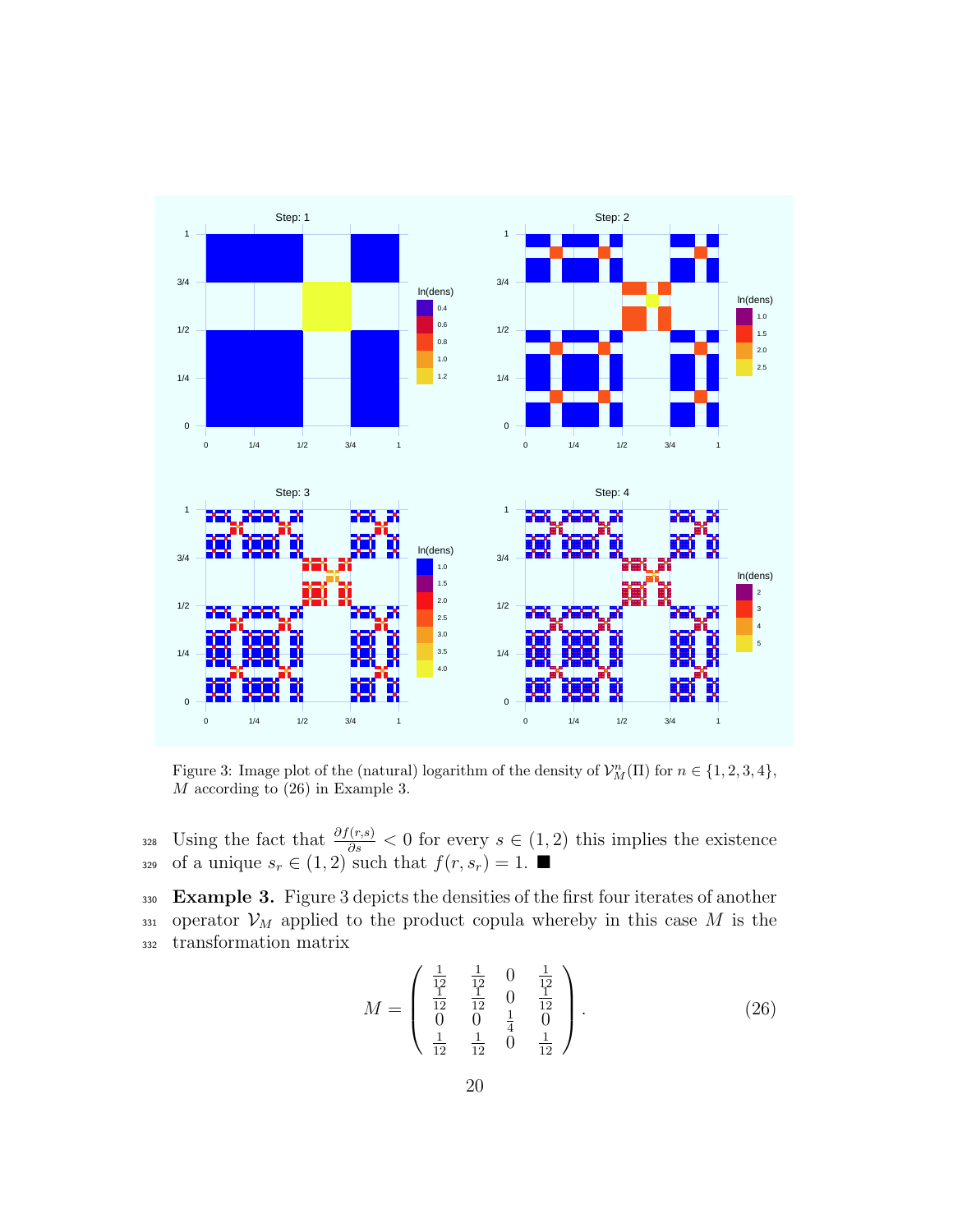Figure 3: Image plot of the (natural) logarithm of the density of $\mathcal{V}_M^n(\Pi)$ for $n \in \{1, 2, 3, 4\}$, $M$ according to (26) in Example 3.

Using the fact that $\frac{\partial f(r,s)}{\partial s} < 0$ for every $s \in (1, 2)$ this implies the existence of a unique $s_r \in (1, 2)$ such that $f(r, s_r) = 1$. ■

**Example 3.** Figure 3 depicts the densities of the first four iterates of another operator $\mathcal{V}_M$ applied to the product copula whereby in this case $M$ is the transformation matrix

$$M = \begin{pmatrix} \frac{1}{12} & \frac{1}{12} & 0 & \frac{1}{12} \\ \frac{1}{12} & \frac{1}{12} & 0 & \frac{1}{12} \\ 0 & 0 & \frac{1}{4} & 0 \\ \frac{1}{12} & \frac{1}{12} & 0 & \frac{1}{12} \end{pmatrix}. \tag{26}$$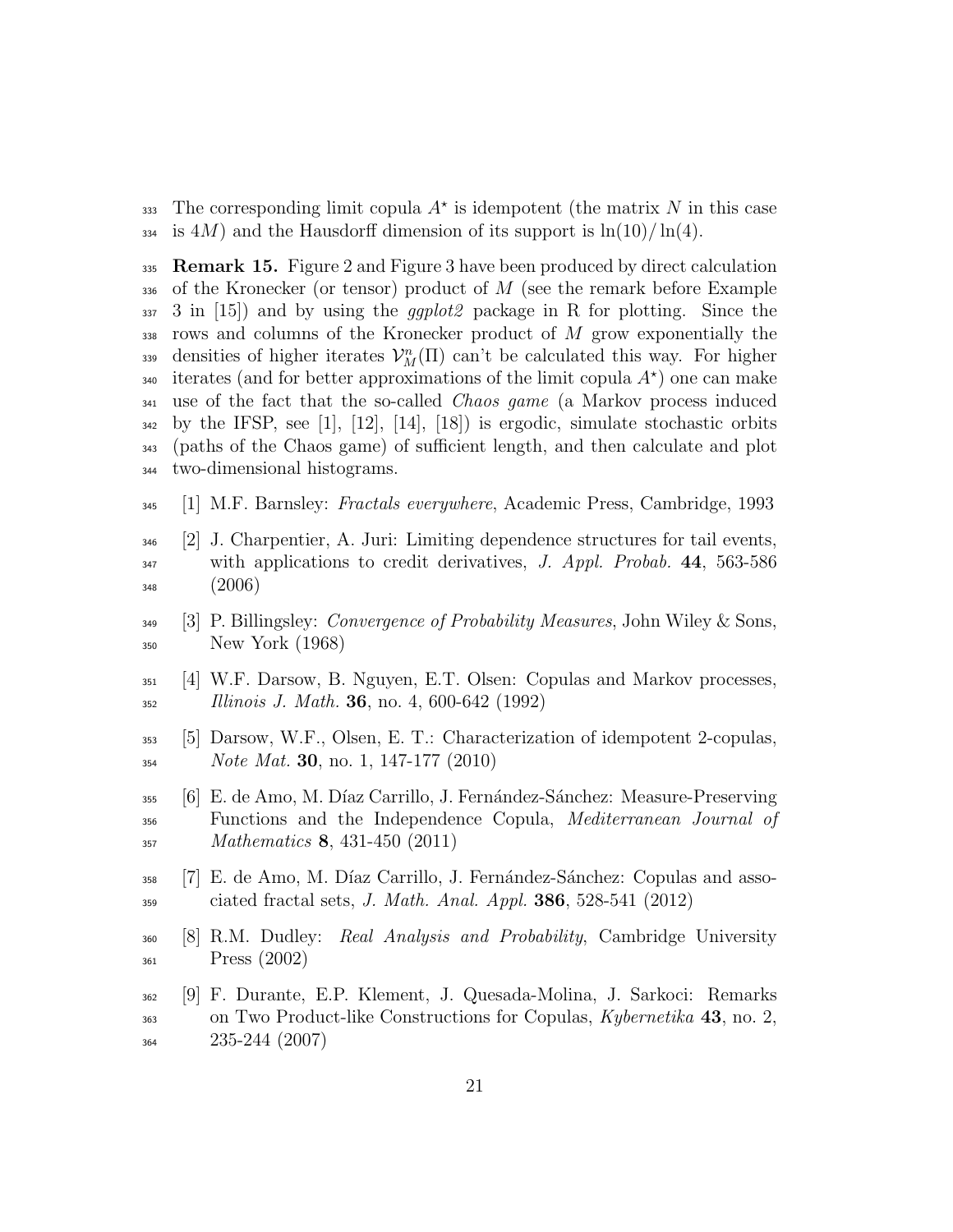The corresponding limit copula $A^\star$ is idempotent (the matrix $N$ in this case is $4M$) and the Hausdorff dimension of its support is $\ln(10)/\ln(4)$.

**Remark 15.** Figure 2 and Figure 3 have been produced by direct calculation of the Kronecker (or tensor) product of $M$ (see the remark before Example 3 in [15]) and by using the *ggplot2* package in R for plotting. Since the rows and columns of the Kronecker product of $M$ grow exponentially the densities of higher iterates $\mathcal{V}_M^n(\Pi)$ can't be calculated this way. For higher iterates (and for better approximations of the limit copula $A^\star$) one can make use of the fact that the so-called *Chaos game* (a Markov process induced by the IFSP, see [1], [12], [14], [18]) is ergodic, simulate stochastic orbits (paths of the Chaos game) of sufficient length, and then calculate and plot two-dimensional histograms.

[1] M.F. Barnsley: *Fractals everywhere*, Academic Press, Cambridge, 1993

[2] J. Charpentier, A. Juri: Limiting dependence structures for tail events, with applications to credit derivatives, *J. Appl. Probab.* **44**, 563-586 (2006)

[3] P. Billingsley: *Convergence of Probability Measures*, John Wiley & Sons, New York (1968)

[4] W.F. Darsow, B. Nguyen, E.T. Olsen: Copulas and Markov processes, *Illinois J. Math.* **36**, no. 4, 600-642 (1992)

[5] Darsow, W.F., Olsen, E. T.: Characterization of idempotent 2-copulas, *Note Mat.* **30**, no. 1, 147-177 (2010)

[6] E. de Amo, M. Díaz Carrillo, J. Fernández-Sánchez: Measure-Preserving Functions and the Independence Copula, *Mediterranean Journal of Mathematics* **8**, 431-450 (2011)

[7] E. de Amo, M. Díaz Carrillo, J. Fernández-Sánchez: Copulas and associated fractal sets, *J. Math. Anal. Appl.* **386**, 528-541 (2012)

[8] R.M. Dudley: *Real Analysis and Probability*, Cambridge University Press (2002)

[9] F. Durante, E.P. Klement, J. Quesada-Molina, J. Sarkoci: Remarks on Two Product-like Constructions for Copulas, *Kybernetika* **43**, no. 2, 235-244 (2007)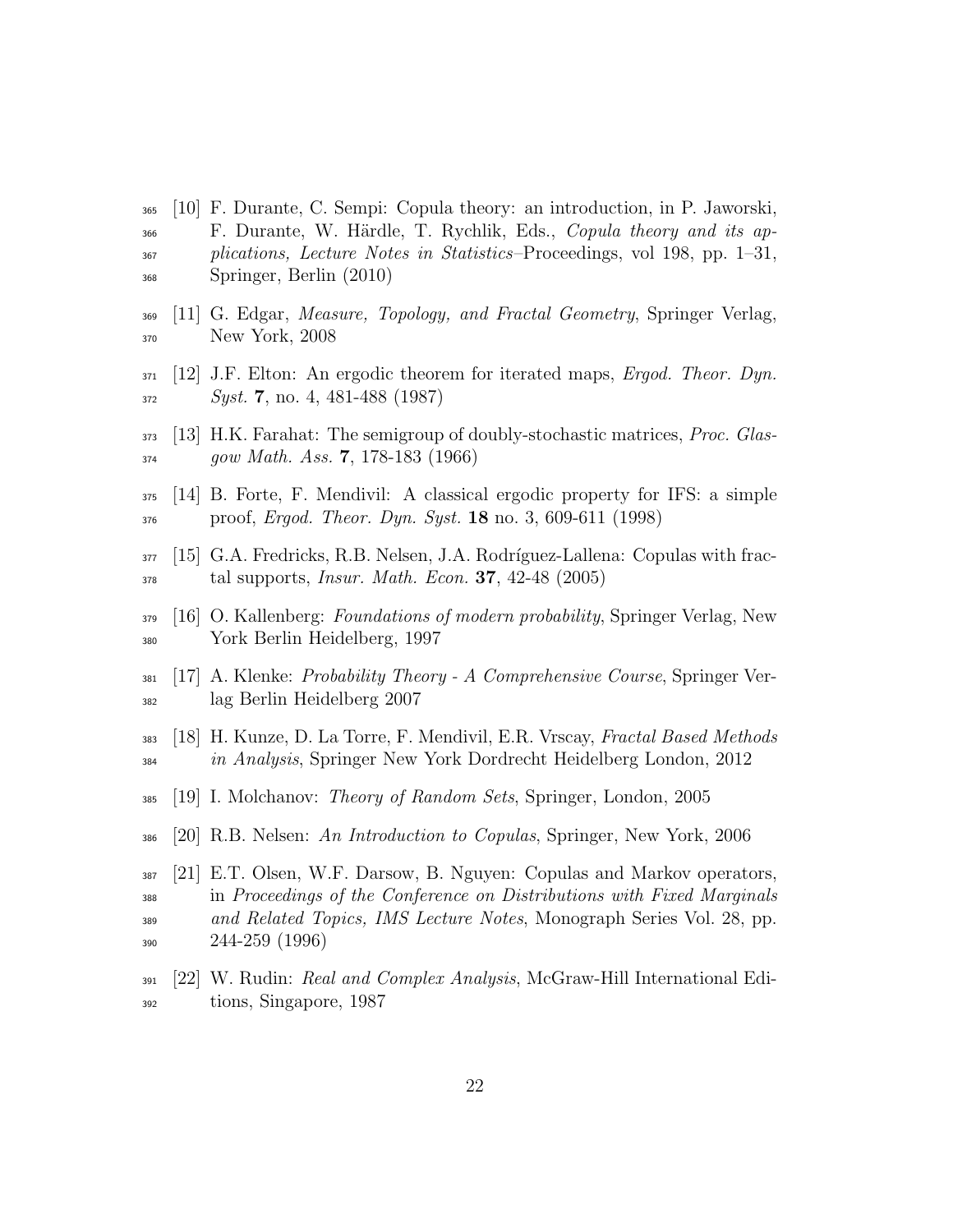[10] F. Durante, C. Sempi: Copula theory: an introduction, in P. Jaworski, F. Durante, W. Härdle, T. Rychlik, Eds., *Copula theory and its applications, Lecture Notes in Statistics*–Proceedings, vol 198, pp. 1–31, Springer, Berlin (2010)

[11] G. Edgar, *Measure, Topology, and Fractal Geometry*, Springer Verlag, New York, 2008

[12] J.F. Elton: An ergodic theorem for iterated maps, *Ergod. Theor. Dyn. Syst.* **7**, no. 4, 481-488 (1987)

[13] H.K. Farahat: The semigroup of doubly-stochastic matrices, *Proc. Glasgow Math. Ass.* **7**, 178-183 (1966)

[14] B. Forte, F. Mendivil: A classical ergodic property for IFS: a simple proof, *Ergod. Theor. Dyn. Syst.* **18** no. 3, 609-611 (1998)

[15] G.A. Fredricks, R.B. Nelsen, J.A. Rodríguez-Lallena: Copulas with fractal supports, *Insur. Math. Econ.* **37**, 42-48 (2005)

[16] O. Kallenberg: *Foundations of modern probability*, Springer Verlag, New York Berlin Heidelberg, 1997

[17] A. Klenke: *Probability Theory - A Comprehensive Course*, Springer Verlag Berlin Heidelberg 2007

[18] H. Kunze, D. La Torre, F. Mendivil, E.R. Vrscay, *Fractal Based Methods in Analysis*, Springer New York Dordrecht Heidelberg London, 2012

[19] I. Molchanov: *Theory of Random Sets*, Springer, London, 2005

[20] R.B. Nelsen: *An Introduction to Copulas*, Springer, New York, 2006

[21] E.T. Olsen, W.F. Darsow, B. Nguyen: Copulas and Markov operators, in *Proceedings of the Conference on Distributions with Fixed Marginals and Related Topics, IMS Lecture Notes*, Monograph Series Vol. 28, pp. 244-259 (1996)

[22] W. Rudin: *Real and Complex Analysis*, McGraw-Hill International Editions, Singapore, 1987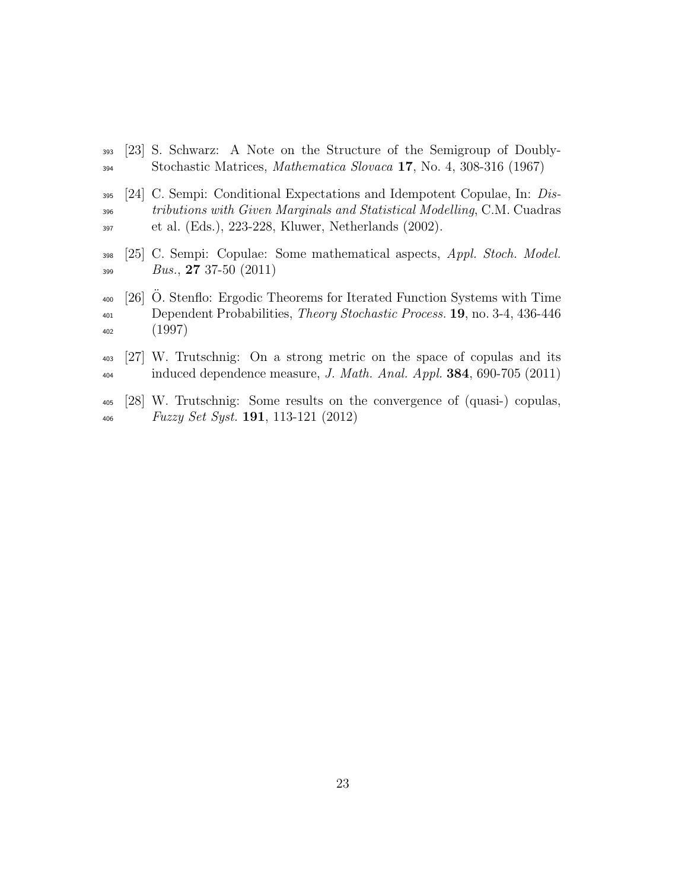[23] S. Schwarz: A Note on the Structure of the Semigroup of Doubly-Stochastic Matrices, *Mathematica Slovaca* **17**, No. 4, 308-316 (1967)

[24] C. Sempi: Conditional Expectations and Idempotent Copulae, In: *Distributions with Given Marginals and Statistical Modelling*, C.M. Cuadras et al. (Eds.), 223-228, Kluwer, Netherlands (2002).

[25] C. Sempi: Copulae: Some mathematical aspects, *Appl. Stoch. Model. Bus.*, **27** 37-50 (2011)

[26] Ö. Stenflo: Ergodic Theorems for Iterated Function Systems with Time Dependent Probabilities, *Theory Stochastic Process.* **19**, no. 3-4, 436-446 (1997)

[27] W. Trutschnig: On a strong metric on the space of copulas and its induced dependence measure, *J. Math. Anal. Appl.* **384**, 690-705 (2011)

[28] W. Trutschnig: Some results on the convergence of (quasi-) copulas, *Fuzzy Set Syst.* **191**, 113-121 (2012)